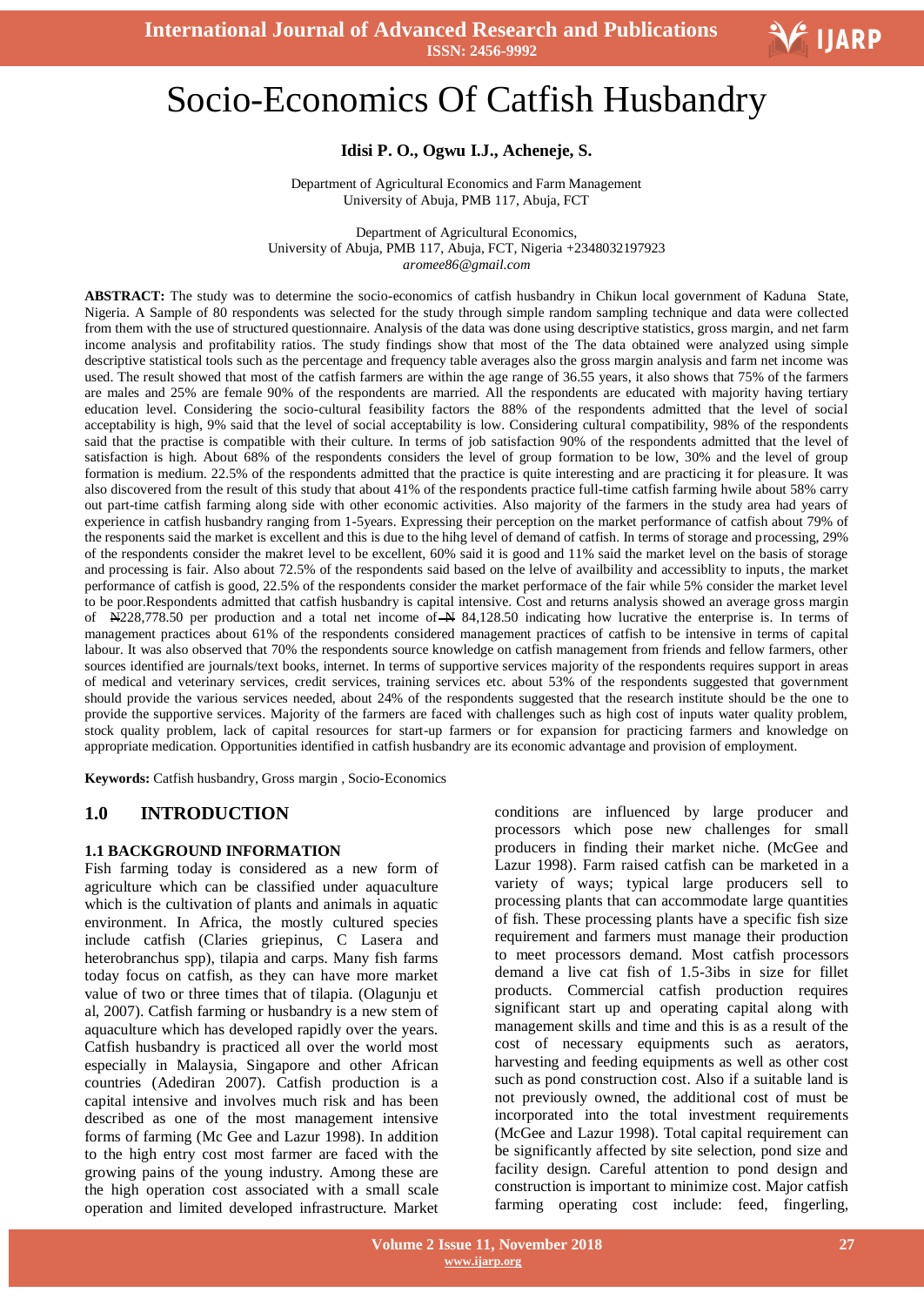# Socio-Economics Of Catfish Husbandry

**Idisi P. O., Ogwu I.J., Acheneje, S.**

Department of Agricultural Economics and Farm Management
University of Abuja, PMB 117, Abuja, FCT

Department of Agricultural Economics,
University of Abuja, PMB 117, Abuja, FCT, Nigeria +2348032197923
*aromee86@gmail.com*

**ABSTRACT:** The study was to determine the socio-economics of catfish husbandry in Chikun local government of Kaduna State, Nigeria. A Sample of 80 respondents was selected for the study through simple random sampling technique and data were collected from them with the use of structured questionnaire. Analysis of the data was done using descriptive statistics, gross margin, and net farm income analysis and profitability ratios. The study findings show that most of the The data obtained were analyzed using simple descriptive statistical tools such as the percentage and frequency table averages also the gross margin analysis and farm net income was used. The result showed that most of the catfish farmers are within the age range of 36.55 years, it also shows that 75% of the farmers are males and 25% are female 90% of the respondents are married. All the respondents are educated with majority having tertiary education level. Considering the socio-cultural feasibility factors the 88% of the respondents admitted that the level of social acceptability is high, 9% said that the level of social acceptability is low. Considering cultural compatibility, 98% of the respondents said that the practise is compatible with their culture. In terms of job satisfaction 90% of the respondents admitted that the level of satisfaction is high. About 68% of the respondents considers the level of group formation to be low, 30% and the level of group formation is medium. 22.5% of the respondents admitted that the practice is quite interesting and are practicing it for pleasure. It was also discovered from the result of this study that about 41% of the respondents practice full-time catfish farming hwile about 58% carry out part-time catfish farming along side with other economic activities. Also majority of the farmers in the study area had years of experience in catfish husbandry ranging from 1-5years. Expressing their perception on the market performance of catfish about 79% of the responents said the market is excellent and this is due to the hihg level of demand of catfish. In terms of storage and processing, 29% of the respondents consider the makret level to be excellent, 60% said it is good and 11% said the market level on the basis of storage and processing is fair. Also about 72.5% of the respondents said based on the lelve of availbility and accessibtity to inputs, the market performance of catfish is good, 22.5% of the respondents consider the market performace of the fair while 5% consider the market level to be poor.Respondents admitted that catfish husbandry is capital intensive. Cost and returns analysis showed an average gross margin of ₦228,778.50 per production and a total net income of ₦ 84,128.50 indicating how lucrative the enterprise is. In terms of management practices about 61% of the respondents considered management practices of catfish to be intensive in terms of capital labour. It was also observed that 70% the respondents source knowledge on catfish management from friends and fellow farmers, other sources identified are journals/text books, internet. In terms of supportive services majority of the respondents requires support in areas of medical and veterinary services, credit services, training services etc. about 53% of the respondents suggested that government should provide the various services needed, about 24% of the respondents suggested that the research institute should be the one to provide the supportive services. Majority of the farmers are faced with challenges such as high cost of inputs water quality problem, stock quality problem, lack of capital resources for start-up farmers or for expansion for practicing farmers and knowledge on appropriate medication. Opportunities identified in catfish husbandry are its economic advantage and provision of employment.

**Keywords:** Catfish husbandry, Gross margin , Socio-Economics

## 1.0 INTRODUCTION

### 1.1 BACKGROUND INFORMATION

Fish farming today is considered as a new form of agriculture which can be classified under aquaculture which is the cultivation of plants and animals in aquatic environment. In Africa, the mostly cultured species include catfish (Claries griepinus, C Lasera and heterobranchus spp), tilapia and carps. Many fish farms today focus on catfish, as they can have more market value of two or three times that of tilapia. (Olagunju et al, 2007). Catfish farming or husbandry is a new stem of aquaculture which has developed rapidly over the years. Catfish husbandry is practiced all over the world most especially in Malaysia, Singapore and other African countries (Adediran 2007). Catfish production is a capital intensive and involves much risk and has been described as one of the most management intensive forms of farming (Mc Gee and Lazur 1998). In addition to the high entry cost most farmer are faced with the growing pains of the young industry. Among these are the high operation cost associated with a small scale operation and limited developed infrastructure. Market conditions are influenced by large producer and processors which pose new challenges for small producers in finding their market niche. (McGee and Lazur 1998). Farm raised catfish can be marketed in a variety of ways; typical large producers sell to processing plants that can accommodate large quantities of fish. These processing plants have a specific fish size requirement and farmers must manage their production to meet processors demand. Most catfish processors demand a live cat fish of 1.5-3ibs in size for fillet products. Commercial catfish production requires significant start up and operating capital along with management skills and time and this is as a result of the cost of necessary equipments such as aerators, harvesting and feeding equipments as well as other cost such as pond construction cost. Also if a suitable land is not previously owned, the additional cost of must be incorporated into the total investment requirements (McGee and Lazur 1998). Total capital requirement can be significantly affected by site selection, pond size and facility design. Careful attention to pond design and construction is important to minimize cost. Major catfish farming operating cost include: feed, fingerling,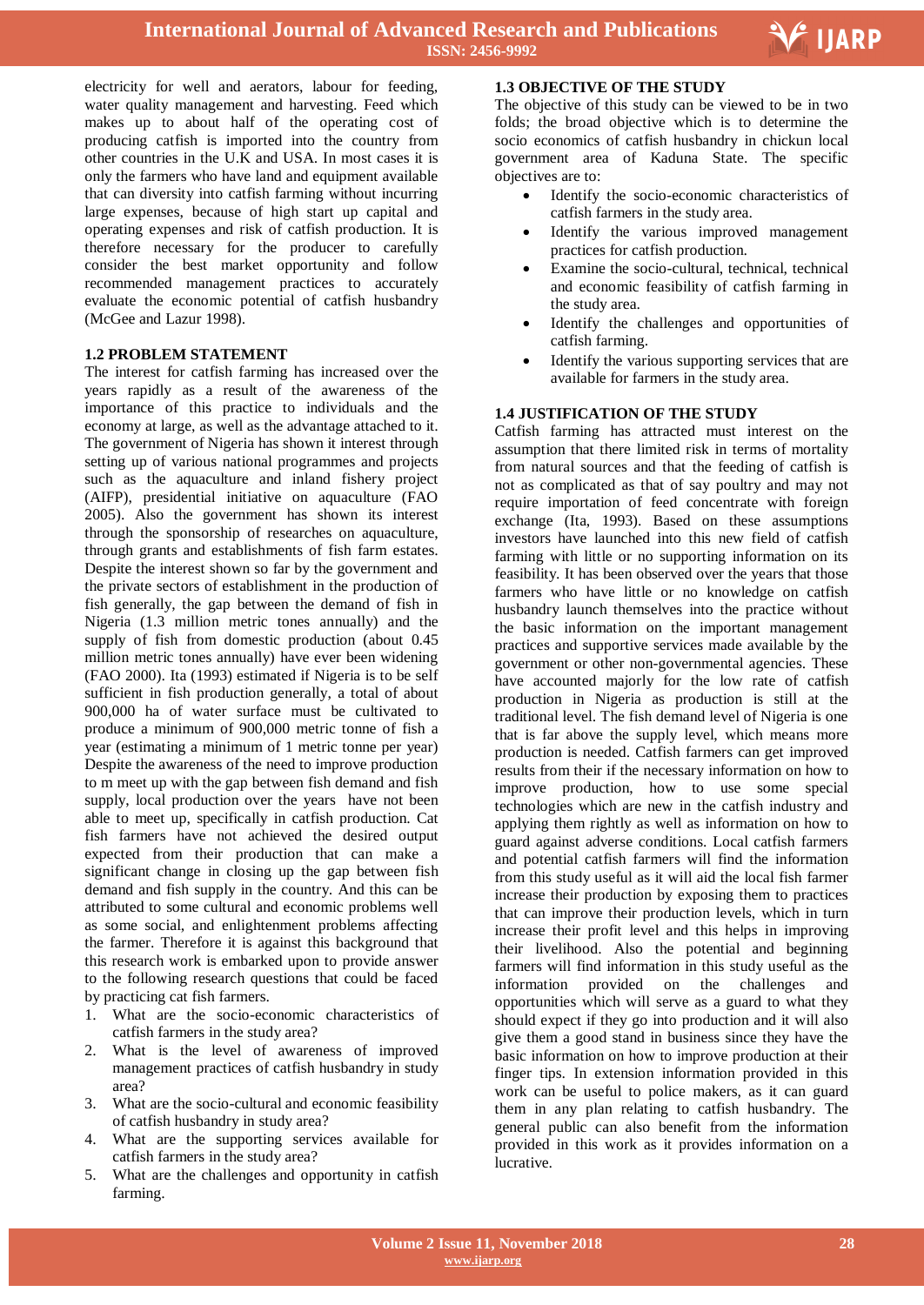electricity for well and aerators, labour for feeding, water quality management and harvesting. Feed which makes up to about half of the operating cost of producing catfish is imported into the country from other countries in the U.K and USA. In most cases it is only the farmers who have land and equipment available that can diversity into catfish farming without incurring large expenses, because of high start up capital and operating expenses and risk of catfish production. It is therefore necessary for the producer to carefully consider the best market opportunity and follow recommended management practices to accurately evaluate the economic potential of catfish husbandry (McGee and Lazur 1998).

### 1.2 PROBLEM STATEMENT

The interest for catfish farming has increased over the years rapidly as a result of the awareness of the importance of this practice to individuals and the economy at large, as well as the advantage attached to it. The government of Nigeria has shown it interest through setting up of various national programmes and projects such as the aquaculture and inland fishery project (AIFP), presidential initiative on aquaculture (FAO 2005). Also the government has shown its interest through the sponsorship of researches on aquaculture, through grants and establishments of fish farm estates. Despite the interest shown so far by the government and the private sectors of establishment in the production of fish generally, the gap between the demand of fish in Nigeria (1.3 million metric tones annually) and the supply of fish from domestic production (about 0.45 million metric tones annually) have ever been widening (FAO 2000). Ita (1993) estimated if Nigeria is to be self sufficient in fish production generally, a total of about 900,000 ha of water surface must be cultivated to produce a minimum of 900,000 metric tonne of fish a year (estimating a minimum of 1 metric tonne per year) Despite the awareness of the need to improve production to m meet up with the gap between fish demand and fish supply, local production over the years have not been able to meet up, specifically in catfish production. Cat fish farmers have not achieved the desired output expected from their production that can make a significant change in closing up the gap between fish demand and fish supply in the country. And this can be attributed to some cultural and economic problems well as some social, and enlightenment problems affecting the farmer. Therefore it is against this background that this research work is embarked upon to provide answer to the following research questions that could be faced by practicing cat fish farmers.

1. What are the socio-economic characteristics of catfish farmers in the study area?
2. What is the level of awareness of improved management practices of catfish husbandry in study area?
3. What are the socio-cultural and economic feasibility of catfish husbandry in study area?
4. What are the supporting services available for catfish farmers in the study area?
5. What are the challenges and opportunity in catfish farming.

### 1.3 OBJECTIVE OF THE STUDY

The objective of this study can be viewed to be in two folds; the broad objective which is to determine the socio economics of catfish husbandry in chickun local government area of Kaduna State. The specific objectives are to:

- Identify the socio-economic characteristics of catfish farmers in the study area.
- Identify the various improved management practices for catfish production.
- Examine the socio-cultural, technical, technical and economic feasibility of catfish farming in the study area.
- Identify the challenges and opportunities of catfish farming.
- Identify the various supporting services that are available for farmers in the study area.

### 1.4 JUSTIFICATION OF THE STUDY

Catfish farming has attracted must interest on the assumption that there limited risk in terms of mortality from natural sources and that the feeding of catfish is not as complicated as that of say poultry and may not require importation of feed concentrate with foreign exchange (Ita, 1993). Based on these assumptions investors have launched into this new field of catfish farming with little or no supporting information on its feasibility. It has been observed over the years that those farmers who have little or no knowledge on catfish husbandry launch themselves into the practice without the basic information on the important management practices and supportive services made available by the government or other non-governmental agencies. These have accounted majorly for the low rate of catfish production in Nigeria as production is still at the traditional level. The fish demand level of Nigeria is one that is far above the supply level, which means more production is needed. Catfish farmers can get improved results from their if the necessary information on how to improve production, how to use some special technologies which are new in the catfish industry and applying them rightly as well as information on how to guard against adverse conditions. Local catfish farmers and potential catfish farmers will find the information from this study useful as it will aid the local fish farmer increase their production by exposing them to practices that can improve their production levels, which in turn increase their profit level and this helps in improving their livelihood. Also the potential and beginning farmers will find information in this study useful as the information provided on the challenges and opportunities which will serve as a guard to what they should expect if they go into production and it will also give them a good stand in business since they have the basic information on how to improve production at their finger tips. In extension information provided in this work can be useful to police makers, as it can guard them in any plan relating to catfish husbandry. The general public can also benefit from the information provided in this work as it provides information on a lucrative.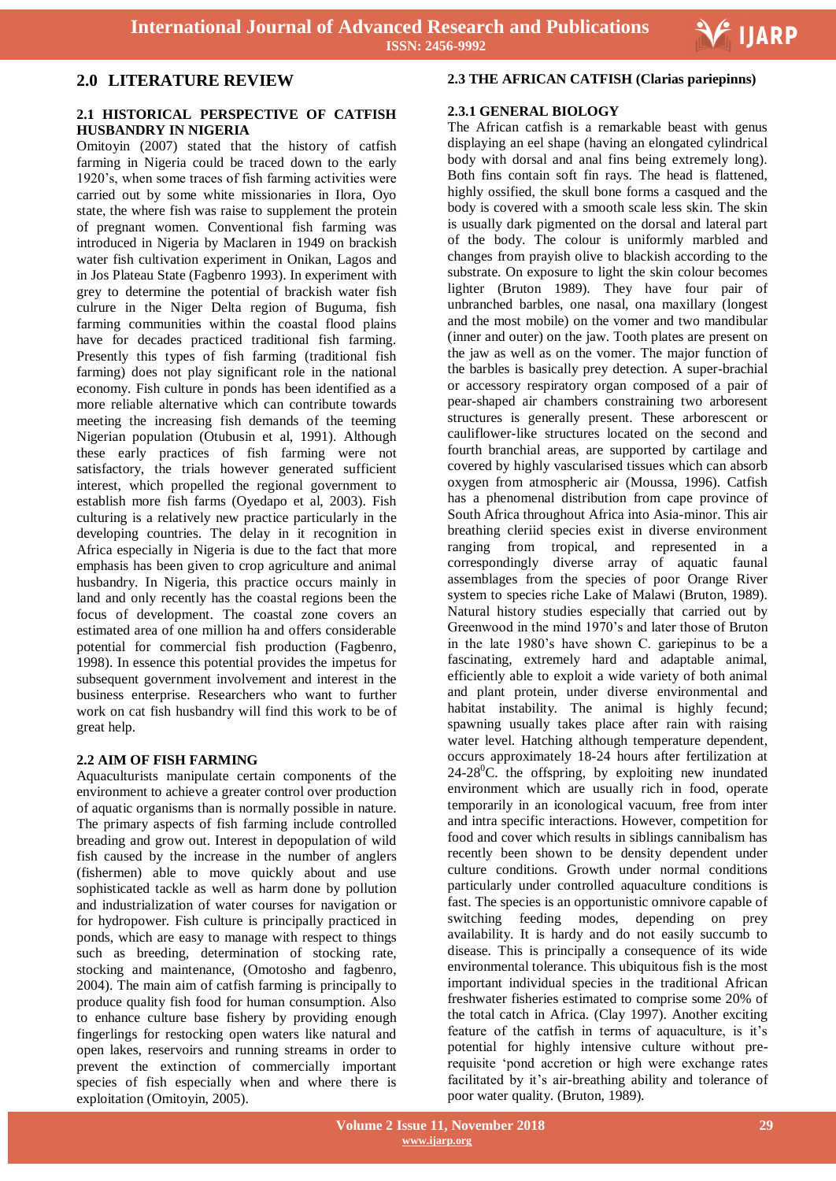## 2.0 LITERATURE REVIEW

### 2.1 HISTORICAL PERSPECTIVE OF CATFISH HUSBANDRY IN NIGERIA

Omitoyin (2007) stated that the history of catfish farming in Nigeria could be traced down to the early 1920's, when some traces of fish farming activities were carried out by some white missionaries in Ilora, Oyo state, the where fish was raise to supplement the protein of pregnant women. Conventional fish farming was introduced in Nigeria by Maclaren in 1949 on brackish water fish cultivation experiment in Onikan, Lagos and in Jos Plateau State (Fagbenro 1993). In experiment with grey to determine the potential of brackish water fish culrure in the Niger Delta region of Buguma, fish farming communities within the coastal flood plains have for decades practiced traditional fish farming. Presently this types of fish farming (traditional fish farming) does not play significant role in the national economy. Fish culture in ponds has been identified as a more reliable alternative which can contribute towards meeting the increasing fish demands of the teeming Nigerian population (Otubusin et al, 1991). Although these early practices of fish farming were not satisfactory, the trials however generated sufficient interest, which propelled the regional government to establish more fish farms (Oyedapo et al, 2003). Fish culturing is a relatively new practice particularly in the developing countries. The delay in it recognition in Africa especially in Nigeria is due to the fact that more emphasis has been given to crop agriculture and animal husbandry. In Nigeria, this practice occurs mainly in land and only recently has the coastal regions been the focus of development. The coastal zone covers an estimated area of one million ha and offers considerable potential for commercial fish production (Fagbenro, 1998). In essence this potential provides the impetus for subsequent government involvement and interest in the business enterprise. Researchers who want to further work on cat fish husbandry will find this work to be of great help.

### 2.2 AIM OF FISH FARMING

Aquaculturists manipulate certain components of the environment to achieve a greater control over production of aquatic organisms than is normally possible in nature. The primary aspects of fish farming include controlled breading and grow out. Interest in depopulation of wild fish caused by the increase in the number of anglers (fishermen) able to move quickly about and use sophisticated tackle as well as harm done by pollution and industrialization of water courses for navigation or for hydropower. Fish culture is principally practiced in ponds, which are easy to manage with respect to things such as breeding, determination of stocking rate, stocking and maintenance, (Omotosho and fagbenro, 2004). The main aim of catfish farming is principally to produce quality fish food for human consumption. Also to enhance culture base fishery by providing enough fingerlings for restocking open waters like natural and open lakes, reservoirs and running streams in order to prevent the extinction of commercially important species of fish especially when and where there is exploitation (Omitoyin, 2005).

### 2.3 THE AFRICAN CATFISH (Clarias pariepinns)

#### 2.3.1 GENERAL BIOLOGY

The African catfish is a remarkable beast with genus displaying an eel shape (having an elongated cylindrical body with dorsal and anal fins being extremely long). Both fins contain soft fin rays. The head is flattened, highly ossified, the skull bone forms a casqued and the body is covered with a smooth scale less skin. The skin is usually dark pigmented on the dorsal and lateral part of the body. The colour is uniformly marbled and changes from prayish olive to blackish according to the substrate. On exposure to light the skin colour becomes lighter (Bruton 1989). They have four pair of unbranched barbles, one nasal, ona maxillary (longest and the most mobile) on the vomer and two mandibular (inner and outer) on the jaw. Tooth plates are present on the jaw as well as on the vomer. The major function of the barbles is basically prey detection. A super-brachial or accessory respiratory organ composed of a pair of pear-shaped air chambers constraining two arborescent structures is generally present. These arborescent or cauliflower-like structures located on the second and fourth branchial areas, are supported by cartilage and covered by highly vascularised tissues which can absorb oxygen from atmospheric air (Moussa, 1996). Catfish has a phenomenal distribution from cape province of South Africa throughout Africa into Asia-minor. This air breathing cleriid species exist in diverse environment ranging from tropical, and represented in a correspondingly diverse array of aquatic faunal assemblages from the species of poor Orange River system to species riche Lake of Malawi (Bruton, 1989). Natural history studies especially that carried out by Greenwood in the mind 1970's and later those of Bruton in the late 1980's have shown C. gariepinus to be a fascinating, extremely hard and adaptable animal, efficiently able to exploit a wide variety of both animal and plant protein, under diverse environmental and habitat instability. The animal is highly fecund; spawning usually takes place after rain with raising water level. Hatching although temperature dependent, occurs approximately 18-24 hours after fertilization at 24-28$^{0}$C. the offspring, by exploiting new inundated environment which are usually rich in food, operate temporarily in an iconological vacuum, free from inter and intra specific interactions. However, competition for food and cover which results in siblings cannibalism has recently been shown to be density dependent under culture conditions. Growth under normal conditions particularly under controlled aquaculture conditions is fast. The species is an opportunistic omnivore capable of switching feeding modes, depending on prey availability. It is hardy and do not easily succumb to disease. This is principally a consequence of its wide environmental tolerance. This ubiquitous fish is the most important individual species in the traditional African freshwater fisheries estimated to comprise some 20% of the total catch in Africa. (Clay 1997). Another exciting feature of the catfish in terms of aquaculture, is it's potential for highly intensive culture without pre-requisite 'pond accretion or high were exchange rates facilitated by it's air-breathing ability and tolerance of poor water quality. (Bruton, 1989).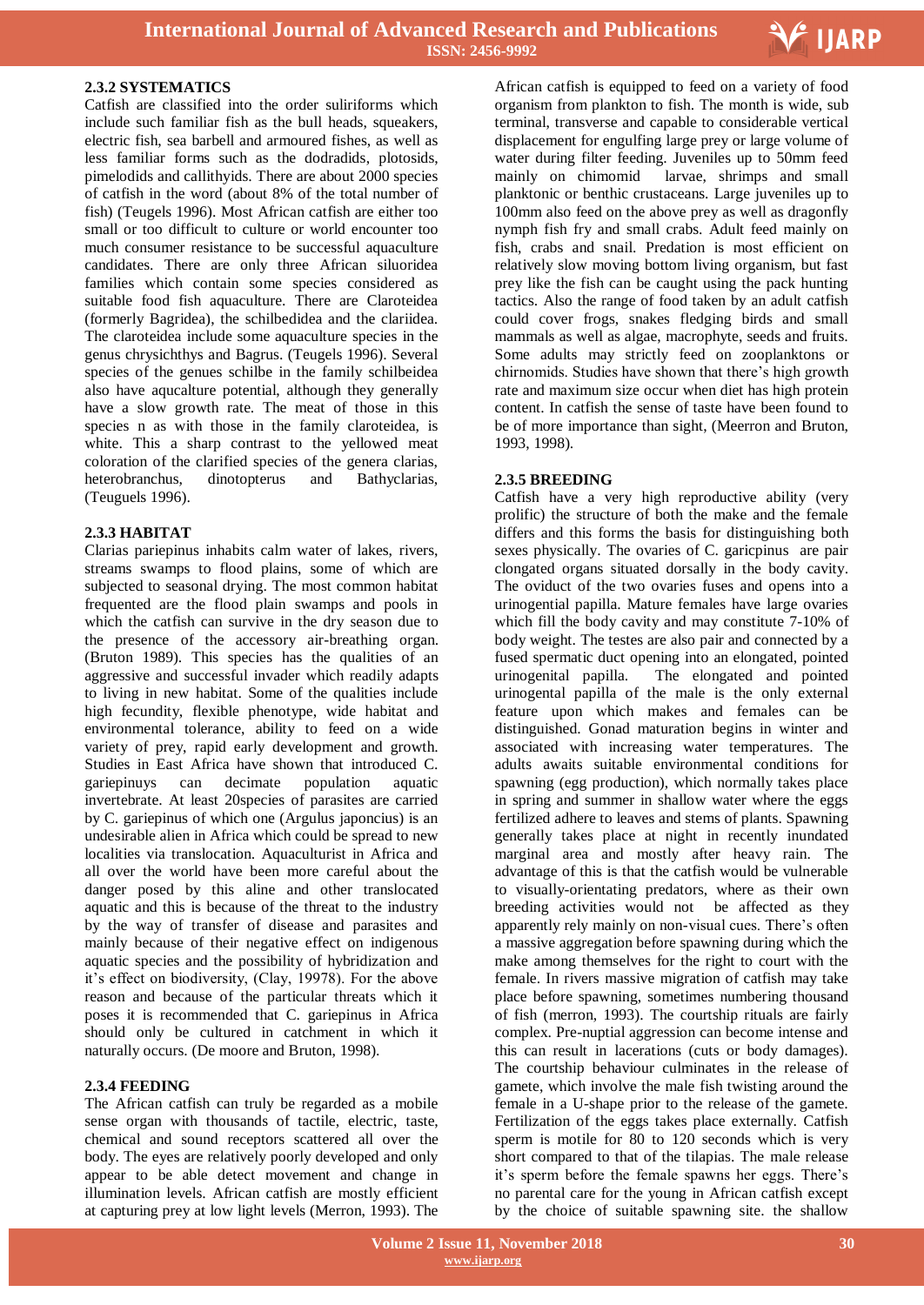### 2.3.2 SYSTEMATICS

Catfish are classified into the order suliriformes which include such familiar fish as the bull heads, squeakers, electric fish, sea barbell and armoured fishes, as well as less familiar forms such as the dodradids, plotosids, pimelodids and callithyids. There are about 2000 species of catfish in the word (about 8% of the total number of fish) (Teugels 1996). Most African catfish are either too small or too difficult to culture or world encounter too much consumer resistance to be successful aquaculture candidates. There are only three African siluoridea families which contain some species considered as suitable food fish aquaculture. There are Claroteidea (formerly Bagridea), the schilbedidea and the clariidea. The claroteidea include some aquaculture species in the genus chrysichthys and Bagrus. (Teugels 1996). Several species of the genues schilbe in the family schilbeidea also have apucalture potential, although they generally have a slow growth rate. The meat of those in this species n as with those in the family claroteidea, is white. This a sharp contrast to the yellowed meat coloration of the clarified species of the genera clarias, heterobranchus, dinotopterus and Bathyclarias, (Teuguels 1996).

### 2.3.3 HABITAT

Clarias pariepinus inhabits calm water of lakes, rivers, streams swamps to flood plains, some of which are subjected to seasonal drying. The most common habitat frequented are the flood plain swamps and pools in which the catfish can survive in the dry season due to the presence of the accessory air-breathing organ. (Bruton 1989). This species has the qualities of an aggressive and successful invader which readily adapts to living in new habitat. Some of the qualities include high fecundity, flexible phenotype, wide habitat and environmental tolerance, ability to feed on a wide variety of prey, rapid early development and growth. Studies in East Africa have shown that introduced C. gariepinuys can decimate population aquatic invertebrate. At least 20species of parasites are carried by C. gariepinus of which one (Argulus japonicus) is an undesirable alien in Africa which could be spread to new localities via translocation. Aquaculturist in Africa and all over the world have been more careful about the danger posed by this aline and other translocated aquatic and this is because of the threat to the industry by the way of transfer of disease and parasites and mainly because of their negative effect on indigenous aquatic species and the possibility of hybridization and it's effect on biodiversity, (Clay, 19978). For the above reason and because of the particular threats which it poses it is recommended that C. gariepinus in Africa should only be cultured in catchment in which it naturally occurs. (De moore and Bruton, 1998).

### 2.3.4 FEEDING

The African catfish can truly be regarded as a mobile sense organ with thousands of tactile, electric, taste, chemical and sound receptors scattered all over the body. The eyes are relatively poorly developed and only appear to be able detect movement and change in illumination levels. African catfish are mostly efficient at capturing prey at low light levels (Merron, 1993). The African catfish is equipped to feed on a variety of food organism from plankton to fish. The month is wide, sub terminal, transverse and capable to considerable vertical displacement for engulfing large prey or large volume of water during filter feeding. Juveniles up to 50mm feed mainly on chimomid larvae, shrimps and small planktonic or benthic crustaceans. Large juveniles up to 100mm also feed on the above prey as well as dragonfly nymph fish fry and small crabs. Adult feed mainly on fish, crabs and snail. Predation is most efficient on relatively slow moving bottom living organism, but fast prey like the fish can be caught using the pack hunting tactics. Also the range of food taken by an adult catfish could cover frogs, snakes fledging birds and small mammals as well as algae, macrophyte, seeds and fruits. Some adults may strictly feed on zooplanktons or chirnomids. Studies have shown that there's high growth rate and maximum size occur when diet has high protein content. In catfish the sense of taste have been found to be of more importance than sight, (Meerron and Bruton, 1993, 1998).

### 2.3.5 BREEDING

Catfish have a very high reproductive ability (very prolific) the structure of both the make and the female differs and this forms the basis for distinguishing both sexes physically. The ovaries of C. garicpinus are pair clongated organs situated dorsally in the body cavity. The oviduct of the two ovaries fuses and opens into a urinogential papilla. Mature females have large ovaries which fill the body cavity and may constitute 7-10% of body weight. The testes are also pair and connected by a fused spermatic duct opening into an elongated, pointed urinogenital papilla. The elongated and pointed urinogental papilla of the male is the only external feature upon which makes and females can be distinguished. Gonad maturation begins in winter and associated with increasing water temperatures. The adults awaits suitable environmental conditions for spawning (egg production), which normally takes place in spring and summer in shallow water where the eggs fertilized adhere to leaves and stems of plants. Spawning generally takes place at night in recently inundated marginal area and mostly after heavy rain. The advantage of this is that the catfish would be vulnerable to visually-orientating predators, where as their own breeding activities would not be affected as they apparently rely mainly on non-visual cues. There's often a massive aggregation before spawning during which the make among themselves for the right to court with the female. In rivers massive migration of catfish may take place before spawning, sometimes numbering thousand of fish (merron, 1993). The courtship rituals are fairly complex. Pre-nuptial aggression can become intense and this can result in lacerations (cuts or body damages). The courtship behaviour culminates in the release of gamete, which involve the male fish twisting around the female in a U-shape prior to the release of the gamete. Fertilization of the eggs takes place externally. Catfish sperm is motile for 80 to 120 seconds which is very short compared to that of the tilapias. The male release it's sperm before the female spawns her eggs. There's no parental care for the young in African catfish except by the choice of suitable spawning site. the shallow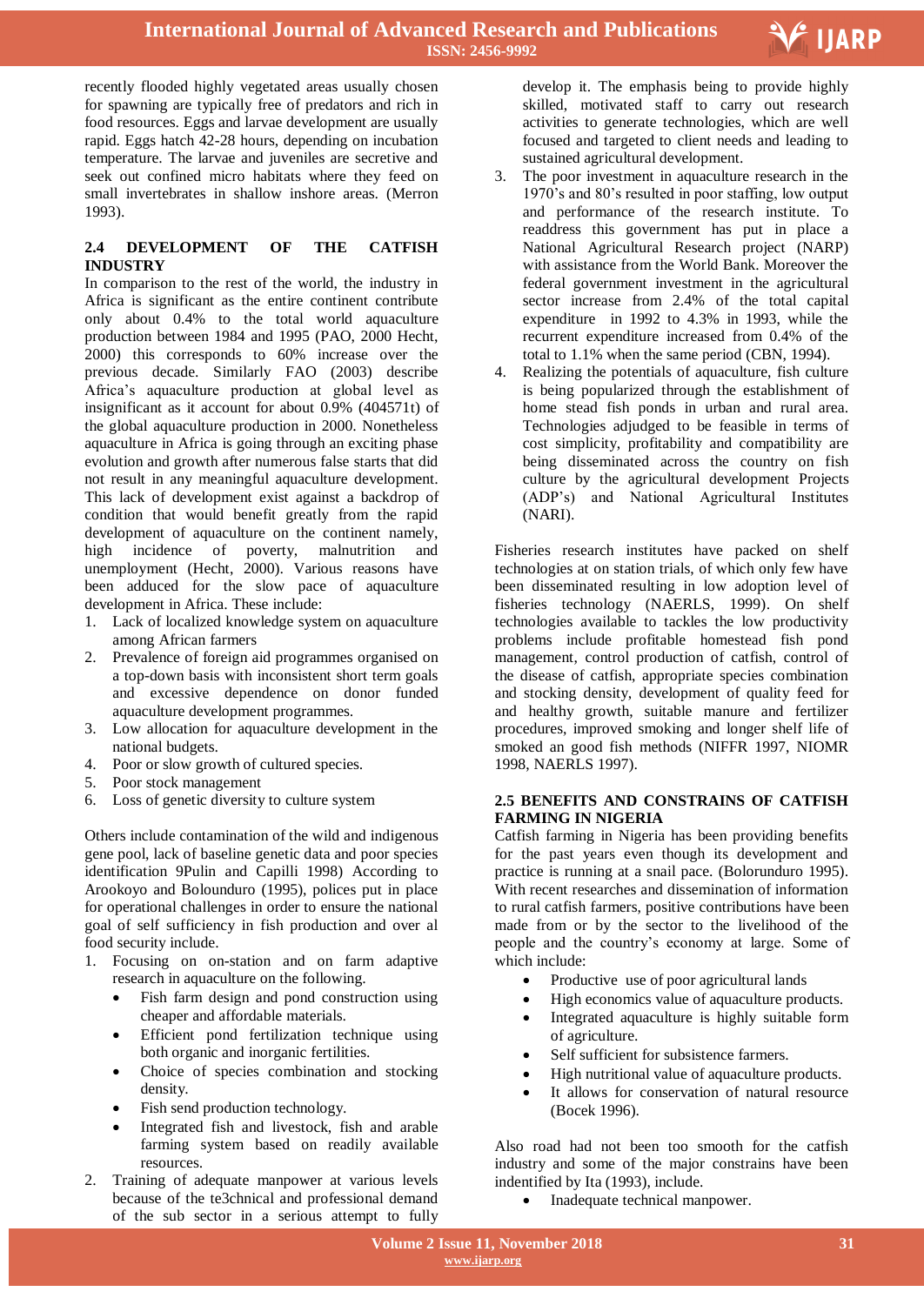recently flooded highly vegetated areas usually chosen for spawning are typically free of predators and rich in food resources. Eggs and larvae development are usually rapid. Eggs hatch 42-28 hours, depending on incubation temperature. The larvae and juveniles are secretive and seek out confined micro habitats where they feed on small invertebrates in shallow inshore areas. (Merron 1993).

## 2.4 DEVELOPMENT OF THE CATFISH INDUSTRY

In comparison to the rest of the world, the industry in Africa is significant as the entire continent contribute only about 0.4% to the total world aquaculture production between 1984 and 1995 (PAO, 2000 Hecht, 2000) this corresponds to 60% increase over the previous decade. Similarly FAO (2003) describe Africa's aquaculture production at global level as insignificant as it account for about 0.9% (404571t) of the global aquaculture production in 2000. Nonetheless aquaculture in Africa is going through an exciting phase evolution and growth after numerous false starts that did not result in any meaningful aquaculture development. This lack of development exist against a backdrop of condition that would benefit greatly from the rapid development of aquaculture on the continent namely, high incidence of poverty, malnutrition and unemployment (Hecht, 2000). Various reasons have been adduced for the slow pace of aquaculture development in Africa. These include:

1. Lack of localized knowledge system on aquaculture among African farmers
2. Prevalence of foreign aid programmes organised on a top-down basis with inconsistent short term goals and excessive dependence on donor funded aquaculture development programmes.
3. Low allocation for aquaculture development in the national budgets.
4. Poor or slow growth of cultured species.
5. Poor stock management
6. Loss of genetic diversity to culture system

Others include contamination of the wild and indigenous gene pool, lack of baseline genetic data and poor species identification 9Pulin and Capilli 1998) According to Arookoyo and Bolounduro (1995), polices put in place for operational challenges in order to ensure the national goal of self sufficiency in fish production and over al food security include.

1. Focusing on on-station and on farm adaptive research in aquaculture on the following.
   - Fish farm design and pond construction using cheaper and affordable materials.
   - Efficient pond fertilization technique using both organic and inorganic fertilities.
   - Choice of species combination and stocking density.
   - Fish send production technology.
   - Integrated fish and livestock, fish and arable farming system based on readily available resources.
2. Training of adequate manpower at various levels because of the te3chnical and professional demand of the sub sector in a serious attempt to fully develop it. The emphasis being to provide highly skilled, motivated staff to carry out research activities to generate technologies, which are well focused and targeted to client needs and leading to sustained agricultural development.
3. The poor investment in aquaculture research in the 1970's and 80's resulted in poor staffing, low output and performance of the research institute. To readdress this government has put in place a National Agricultural Research project (NARP) with assistance from the World Bank. Moreover the federal government investment in the agricultural sector increase from 2.4% of the total capital expenditure in 1992 to 4.3% in 1993, while the recurrent expenditure increased from 0.4% of the total to 1.1% when the same period (CBN, 1994).
4. Realizing the potentials of aquaculture, fish culture is being popularized through the establishment of home stead fish ponds in urban and rural area. Technologies adjudged to be feasible in terms of cost simplicity, profitability and compatibility are being disseminated across the country on fish culture by the agricultural development Projects (ADP's) and National Agricultural Institutes (NARI).

Fisheries research institutes have packed on shelf technologies at on station trials, of which only few have been disseminated resulting in low adoption level of fisheries technology (NAERLS, 1999). On shelf technologies available to tackles the low productivity problems include profitable homestead fish pond management, control production of catfish, control of the disease of catfish, appropriate species combination and stocking density, development of quality feed for and healthy growth, suitable manure and fertilizer procedures, improved smoking and longer shelf life of smoked an good fish methods (NIFFR 1997, NIOMR 1998, NAERLS 1997).

## 2.5 BENEFITS AND CONSTRAINS OF CATFISH FARMING IN NIGERIA

Catfish farming in Nigeria has been providing benefits for the past years even though its development and practice is running at a snail pace. (Bolorunduro 1995). With recent researches and dissemination of information to rural catfish farmers, positive contributions have been made from or by the sector to the livelihood of the people and the country's economy at large. Some of which include:

- Productive use of poor agricultural lands
- High economics value of aquaculture products.
- Integrated aquaculture is highly suitable form of agriculture.
- Self sufficient for subsistence farmers.
- High nutritional value of aquaculture products.
- It allows for conservation of natural resource (Bocek 1996).

Also road had not been too smooth for the catfish industry and some of the major constrains have been indentified by Ita (1993), include.

- Inadequate technical manpower.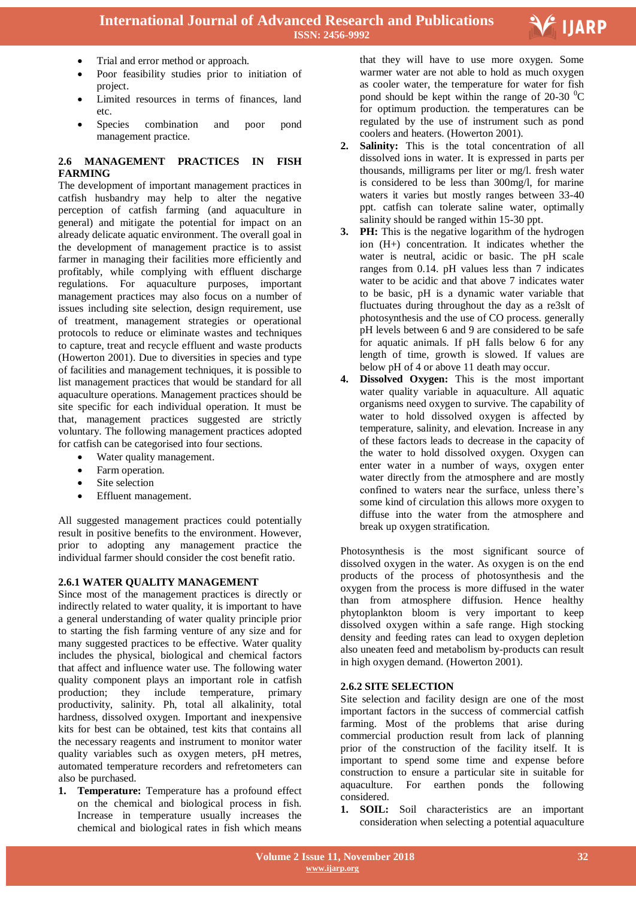- Trial and error method or approach.
- Poor feasibility studies prior to initiation of project.
- Limited resources in terms of finances, land etc.
- Species combination and poor pond management practice.

## 2.6 MANAGEMENT PRACTICES IN FISH FARMING

The development of important management practices in catfish husbandry may help to alter the negative perception of catfish farming (and aquaculture in general) and mitigate the potential for impact on an already delicate aquatic environment. The overall goal in the development of management practice is to assist farmer in managing their facilities more efficiently and profitably, while complying with effluent discharge regulations. For aquaculture purposes, important management practices may also focus on a number of issues including site selection, design requirement, use of treatment, management strategies or operational protocols to reduce or eliminate wastes and techniques to capture, treat and recycle effluent and waste products (Howerton 2001). Due to diversities in species and type of facilities and management techniques, it is possible to list management practices that would be standard for all aquaculture operations. Management practices should be site specific for each individual operation. It must be that, management practices suggested are strictly voluntary. The following management practices adopted for catfish can be categorised into four sections.

- Water quality management.
- Farm operation.
- Site selection
- Effluent management.

All suggested management practices could potentially result in positive benefits to the environment. However, prior to adopting any management practice the individual farmer should consider the cost benefit ratio.

### 2.6.1 WATER QUALITY MANAGEMENT

Since most of the management practices is directly or indirectly related to water quality, it is important to have a general understanding of water quality principle prior to starting the fish farming venture of any size and for many suggested practices to be effective. Water quality includes the physical, biological and chemical factors that affect and influence water use. The following water quality component plays an important role in catfish production; they include temperature, primary productivity, salinity. Ph, total all alkalinity, total hardness, dissolved oxygen. Important and inexpensive kits for best can be obtained, test kits that contains all the necessary reagents and instrument to monitor water quality variables such as oxygen meters, pH metres, automated temperature recorders and refretometers can also be purchased.

1. **Temperature:** Temperature has a profound effect on the chemical and biological process in fish. Increase in temperature usually increases the chemical and biological rates in fish which means that they will have to use more oxygen. Some warmer water are not able to hold as much oxygen as cooler water, the temperature for water for fish pond should be kept within the range of 20-30 $^0$C for optimum production. the temperatures can be regulated by the use of instrument such as pond coolers and heaters. (Howerton 2001).
2. **Salinity:** This is the total concentration of all dissolved ions in water. It is expressed in parts per thousands, milligrams per liter or mg/l. fresh water is considered to be less than 300mg/l, for marine waters it varies but mostly ranges between 33-40 ppt. catfish can tolerate saline water, optimally salinity should be ranged within 15-30 ppt.
3. **PH:** This is the negative logarithm of the hydrogen ion (H+) concentration. It indicates whether the water is neutral, acidic or basic. The pH scale ranges from 0.14. pH values less than 7 indicates water to be acidic and that above 7 indicates water to be basic, pH is a dynamic water variable that fluctuates during throughout the day as a re3slt of photosynthesis and the use of CO process. generally pH levels between 6 and 9 are considered to be safe for aquatic animals. If pH falls below 6 for any length of time, growth is slowed. If values are below pH of 4 or above 11 death may occur.
4. **Dissolved Oxygen:** This is the most important water quality variable in aquaculture. All aquatic organisms need oxygen to survive. The capability of water to hold dissolved oxygen is affected by temperature, salinity, and elevation. Increase in any of these factors leads to decrease in the capacity of the water to hold dissolved oxygen. Oxygen can enter water in a number of ways, oxygen enter water directly from the atmosphere and are mostly confined to waters near the surface, unless there's some kind of circulation this allows more oxygen to diffuse into the water from the atmosphere and break up oxygen stratification.

Photosynthesis is the most significant source of dissolved oxygen in the water. As oxygen is on the end products of the process of photosynthesis and the oxygen from the process is more diffused in the water than from atmosphere diffusion. Hence healthy phytoplankton bloom is very important to keep dissolved oxygen within a safe range. High stocking density and feeding rates can lead to oxygen depletion also uneaten feed and metabolism by-products can result in high oxygen demand. (Howerton 2001).

### 2.6.2 SITE SELECTION

Site selection and facility design are one of the most important factors in the success of commercial catfish farming. Most of the problems that arise during commercial production result from lack of planning prior of the construction of the facility itself. It is important to spend some time and expense before construction to ensure a particular site in suitable for aquaculture. For earthen ponds the following considered.

1. **SOIL:** Soil characteristics are an important consideration when selecting a potential aquaculture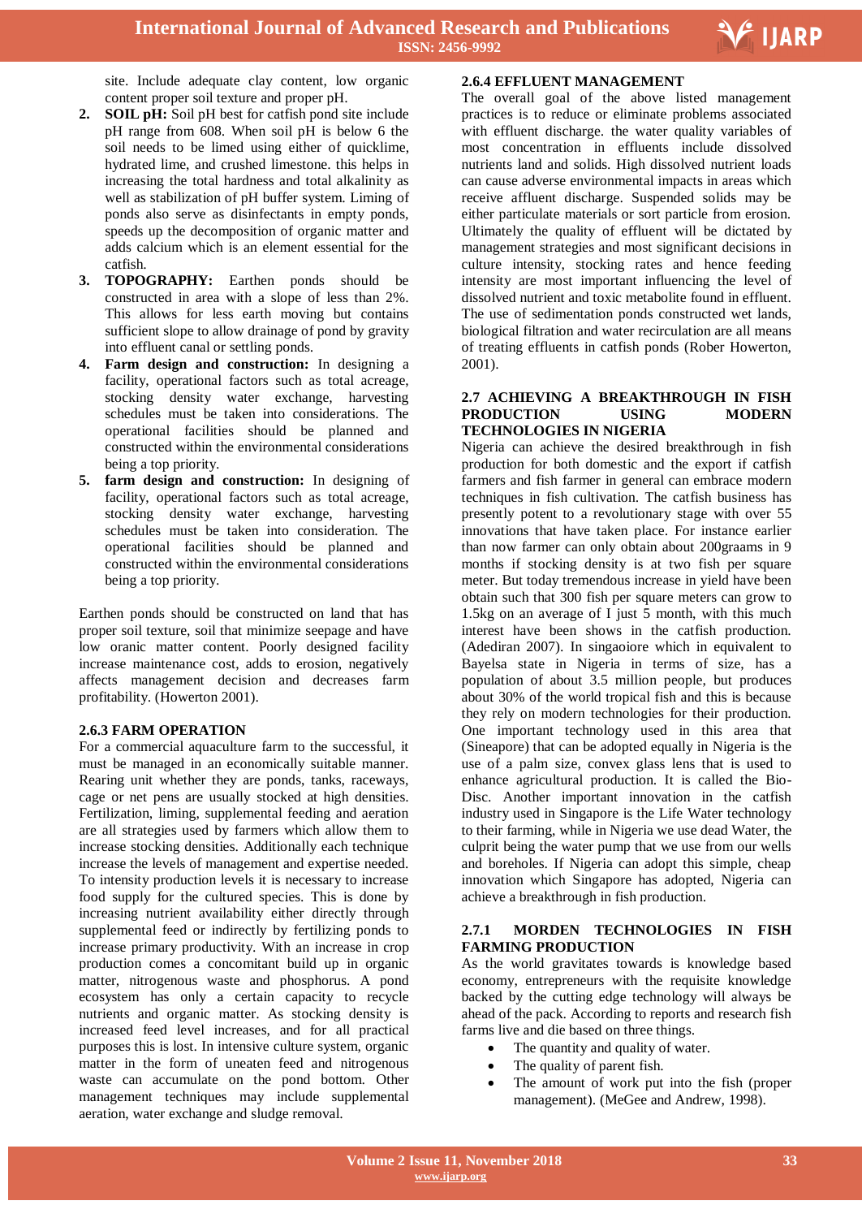site. Include adequate clay content, low organic content proper soil texture and proper pH.

2. **SOIL pH:** Soil pH best for catfish pond site include pH range from 608. When soil pH is below 6 the soil needs to be limed using either of quicklime, hydrated lime, and crushed limestone. this helps in increasing the total hardness and total alkalinity as well as stabilization of pH buffer system. Liming of ponds also serve as disinfectants in empty ponds, speeds up the decomposition of organic matter and adds calcium which is an element essential for the catfish.
3. **TOPOGRAPHY:** Earthen ponds should be constructed in area with a slope of less than 2%. This allows for less earth moving but contains sufficient slope to allow drainage of pond by gravity into effluent canal or settling ponds.
4. **Farm design and construction:** In designing a facility, operational factors such as total acreage, stocking density water exchange, harvesting schedules must be taken into considerations. The operational facilities should be planned and constructed within the environmental considerations being a top priority.
5. **farm design and construction:** In designing of facility, operational factors such as total acreage, stocking density water exchange, harvesting schedules must be taken into consideration. The operational facilities should be planned and constructed within the environmental considerations being a top priority.

Earthen ponds should be constructed on land that has proper soil texture, soil that minimize seepage and have low oranic matter content. Poorly designed facility increase maintenance cost, adds to erosion, negatively affects management decision and decreases farm profitability. (Howerton 2001).

### 2.6.3 FARM OPERATION

For a commercial aquaculture farm to the successful, it must be managed in an economically suitable manner. Rearing unit whether they are ponds, tanks, raceways, cage or net pens are usually stocked at high densities. Fertilization, liming, supplemental feeding and aeration are all strategies used by farmers which allow them to increase stocking densities. Additionally each technique increase the levels of management and expertise needed. To intensity production levels it is necessary to increase food supply for the cultured species. This is done by increasing nutrient availability either directly through supplemental feed or indirectly by fertilizing ponds to increase primary productivity. With an increase in crop production comes a concomitant build up in organic matter, nitrogenous waste and phosphorus. A pond ecosystem has only a certain capacity to recycle nutrients and organic matter. As stocking density is increased feed level increases, and for all practical purposes this is lost. In intensive culture system, organic matter in the form of uneaten feed and nitrogenous waste can accumulate on the pond bottom. Other management techniques may include supplemental aeration, water exchange and sludge removal.

### 2.6.4 EFFLUENT MANAGEMENT

The overall goal of the above listed management practices is to reduce or eliminate problems associated with effluent discharge. the water quality variables of most concentration in effluents include dissolved nutrients land and solids. High dissolved nutrient loads can cause adverse environmental impacts in areas which receive affluent discharge. Suspended solids may be either particulate materials or sort particle from erosion. Ultimately the quality of effluent will be dictated by management strategies and most significant decisions in culture intensity, stocking rates and hence feeding intensity are most important influencing the level of dissolved nutrient and toxic metabolite found in effluent. The use of sedimentation ponds constructed wet lands, biological filtration and water recirculation are all means of treating effluents in catfish ponds (Rober Howerton, 2001).

## 2.7 ACHIEVING A BREAKTHROUGH IN FISH PRODUCTION USING MODERN TECHNOLOGIES IN NIGERIA

Nigeria can achieve the desired breakthrough in fish production for both domestic and the export if catfish farmers and fish farmer in general can embrace modern techniques in fish cultivation. The catfish business has presently potent to a revolutionary stage with over 55 innovations that have taken place. For instance earlier than now farmer can only obtain about 200graams in 9 months if stocking density is at two fish per square meter. But today tremendous increase in yield have been obtain such that 300 fish per square meters can grow to 1.5kg on an average of I just 5 month, with this much interest have been shows in the catfish production. (Adediran 2007). In singaoiore which in equivalent to Bayelsa state in Nigeria in terms of size, has a population of about 3.5 million people, but produces about 30% of the world tropical fish and this is because they rely on modern technologies for their production. One important technology used in this area that (Sineapore) that can be adopted equally in Nigeria is the use of a palm size, convex glass lens that is used to enhance agricultural production. It is called the Bio-Disc. Another important innovation in the catfish industry used in Singapore is the Life Water technology to their farming, while in Nigeria we use dead Water, the culprit being the water pump that we use from our wells and boreholes. If Nigeria can adopt this simple, cheap innovation which Singapore has adopted, Nigeria can achieve a breakthrough in fish production.

### 2.7.1 MORDEN TECHNOLOGIES IN FISH FARMING PRODUCTION

As the world gravitates towards is knowledge based economy, entrepreneurs with the requisite knowledge backed by the cutting edge technology will always be ahead of the pack. According to reports and research fish farms live and die based on three things.

- The quantity and quality of water.
- The quality of parent fish.
- The amount of work put into the fish (proper management). (MeGee and Andrew, 1998).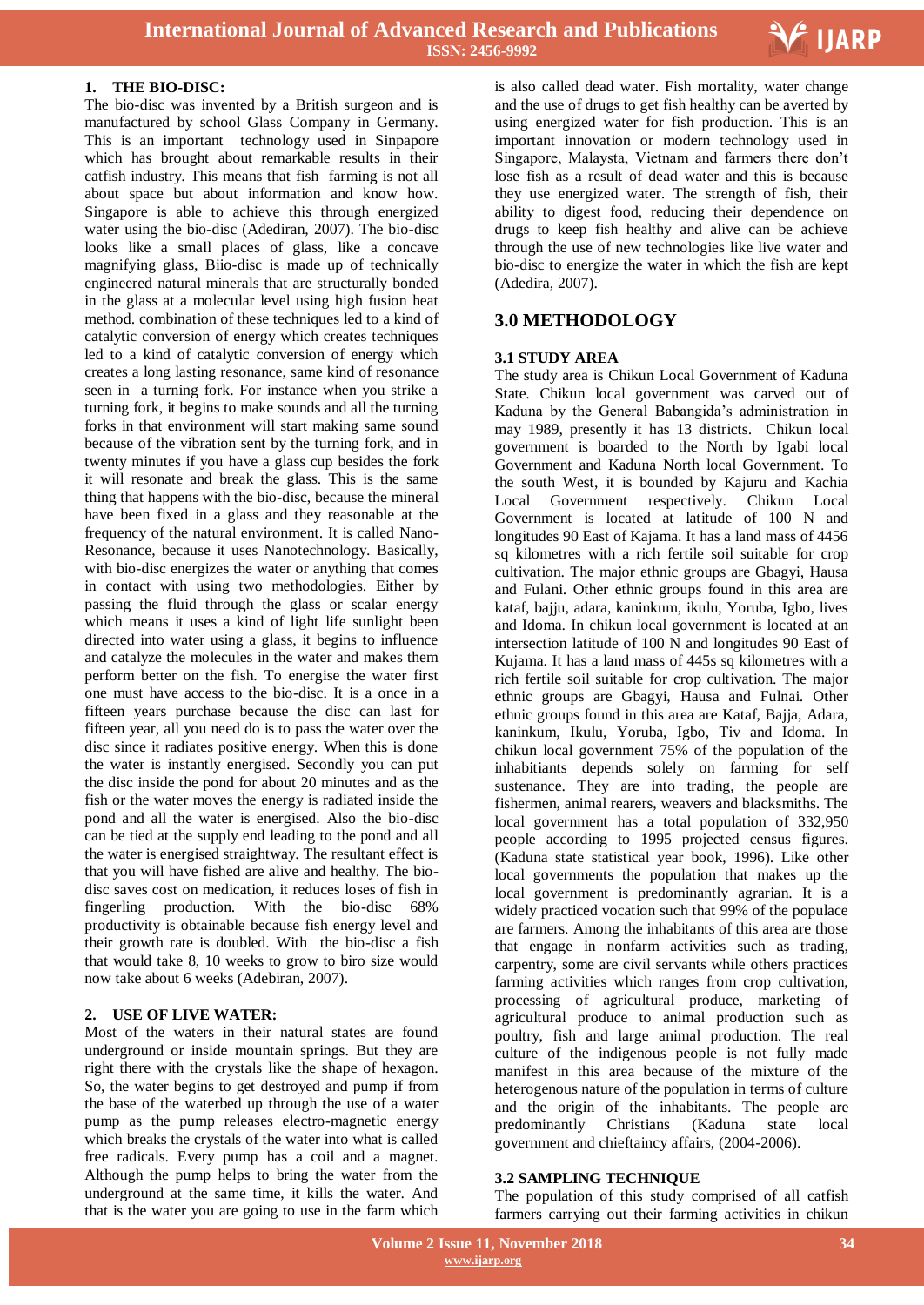## 1. THE BIO-DISC:

The bio-disc was invented by a British surgeon and is manufactured by school Glass Company in Germany. This is an important technology used in Sinpapore which has brought about remarkable results in their catfish industry. This means that fish farming is not all about space but about information and know how. Singapore is able to achieve this through energized water using the bio-disc (Adediran, 2007). The bio-disc looks like a small places of glass, like a concave magnifying glass, Biio-disc is made up of technically engineered natural minerals that are structurally bonded in the glass at a molecular level using high fusion heat method. combination of these techniques led to a kind of catalytic conversion of energy which creates techniques led to a kind of catalytic conversion of energy which creates a long lasting resonance, same kind of resonance seen in a turning fork. For instance when you strike a turning fork, it begins to make sounds and all the turning forks in that environment will start making same sound because of the vibration sent by the turning fork, and in twenty minutes if you have a glass cup besides the fork it will resonate and break the glass. This is the same thing that happens with the bio-disc, because the mineral have been fixed in a glass and they reasonable at the frequency of the natural environment. It is called Nano-Resonance, because it uses Nanotechnology. Basically, with bio-disc energizes the water or anything that comes in contact with using two methodologies. Either by passing the fluid through the glass or scalar energy which means it uses a kind of light life sunlight been directed into water using a glass, it begins to influence and catalyze the molecules in the water and makes them perform better on the fish. To energise the water first one must have access to the bio-disc. It is a once in a fifteen years purchase because the disc can last for fifteen year, all you need do is to pass the water over the disc since it radiates positive energy. When this is done the water is instantly energised. Secondly you can put the disc inside the pond for about 20 minutes and as the fish or the water moves the energy is radiated inside the pond and all the water is energised. Also the bio-disc can be tied at the supply end leading to the pond and all the water is energised straightway. The resultant effect is that you will have fished are alive and healthy. The bio-disc saves cost on medication, it reduces loses of fish in fingerling production. With the bio-disc 68% productivity is obtainable because fish energy level and their growth rate is doubled. With the bio-disc a fish that would take 8, 10 weeks to grow to biro size would now take about 6 weeks (Adebiran, 2007).

## 2. USE OF LIVE WATER:

Most of the waters in their natural states are found underground or inside mountain springs. But they are right there with the crystals like the shape of hexagon. So, the water begins to get destroyed and pump if from the base of the waterbed up through the use of a water pump as the pump releases electro-magnetic energy which breaks the crystals of the water into what is called free radicals. Every pump has a coil and a magnet. Although the pump helps to bring the water from the underground at the same time, it kills the water. And that is the water you are going to use in the farm which is also called dead water. Fish mortality, water change and the use of drugs to get fish healthy can be averted by using energized water for fish production. This is an important innovation or modern technology used in Singapore, Malaysta, Vietnam and farmers there don't lose fish as a result of dead water and this is because they use energized water. The strength of fish, their ability to digest food, reducing their dependence on drugs to keep fish healthy and alive can be achieve through the use of new technologies like live water and bio-disc to energize the water in which the fish are kept (Adedira, 2007).

# 3.0 METHODOLOGY

### 3.1 STUDY AREA

The study area is Chikun Local Government of Kaduna State. Chikun local government was carved out of Kaduna by the General Babangida's administration in may 1989, presently it has 13 districts. Chikun local government is boarded to the North by Igabi local Government and Kaduna North local Government. To the south West, it is bounded by Kajuru and Kachia Local Government respectively. Chikun Local Government is located at latitude of 100 N and longitudes 90 East of Kajama. It has a land mass of 4456 sq kilometres with a rich fertile soil suitable for crop cultivation. The major ethnic groups are Gbagyi, Hausa and Fulani. Other ethnic groups found in this area are kataf, bajju, adara, kaninkum, ikulu, Yoruba, Igbo, lives and Idoma. In chikun local government is located at an intersection latitude of 100 N and longitudes 90 East of Kujama. It has a land mass of 445s sq kilometres with a rich fertile soil suitable for crop cultivation. The major ethnic groups are Gbagyi, Hausa and Fulnai. Other ethnic groups found in this area are Kataf, Bajja, Adara, kaninkum, Ikulu, Yoruba, Igbo, Tiv and Idoma. In chikun local government 75% of the population of the inhabitants depends solely on farming for self sustenance. They are into trading, the people are fishermen, animal rearers, weavers and blacksmiths. The local government has a total population of 332,950 people according to 1995 projected census figures. (Kaduna state statistical year book, 1996). Like other local governments the population that makes up the local government is predominantly agrarian. It is a widely practiced vocation such that 99% of the populace are farmers. Among the inhabitants of this area are those that engage in nonfarm activities such as trading, carpentry, some are civil servants while others practices farming activities which ranges from crop cultivation, processing of agricultural produce, marketing of agricultural produce to animal production such as poultry, fish and large animal production. The real culture of the indigenous people is not fully made manifest in this area because of the mixture of the heterogenous nature of the population in terms of culture and the origin of the inhabitants. The people are predominantly Christians (Kaduna state local government and chieftaincy affairs, (2004-2006).

### 3.2 SAMPLING TECHNIQUE

The population of this study comprised of all catfish farmers carrying out their farming activities in chikun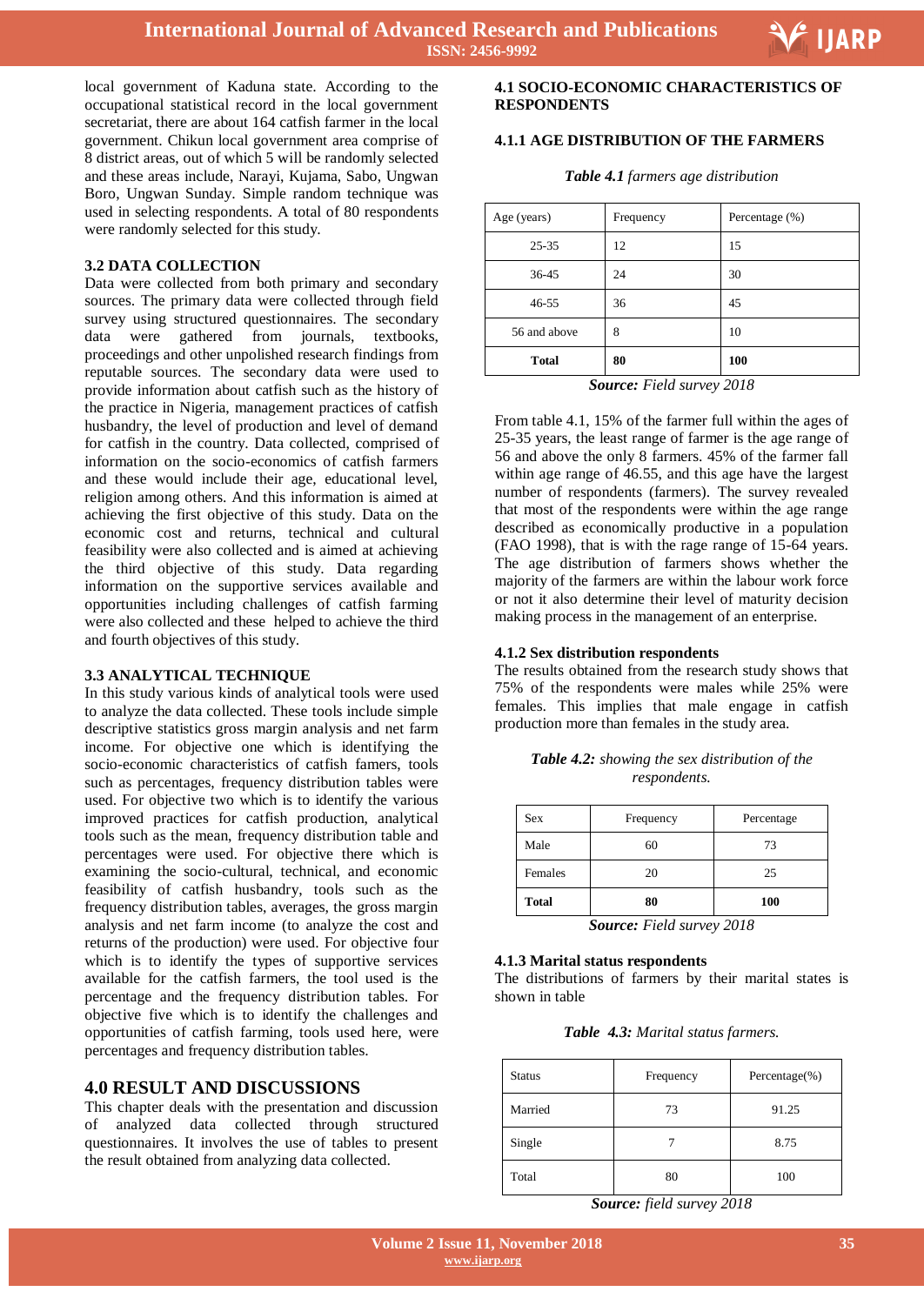local government of Kaduna state. According to the occupational statistical record in the local government secretariat, there are about 164 catfish farmer in the local government. Chikun local government area comprise of 8 district areas, out of which 5 will be randomly selected and these areas include, Narayi, Kujama, Sabo, Ungwan Boro, Ungwan Sunday. Simple random technique was used in selecting respondents. A total of 80 respondents were randomly selected for this study.

### 3.2 DATA COLLECTION

Data were collected from both primary and secondary sources. The primary data were collected through field survey using structured questionnaires. The secondary data were gathered from journals, textbooks, proceedings and other unpolished research findings from reputable sources. The secondary data were used to provide information about catfish such as the history of the practice in Nigeria, management practices of catfish husbandry, the level of production and level of demand for catfish in the country. Data collected, comprised of information on the socio-economics of catfish farmers and these would include their age, educational level, religion among others. And this information is aimed at achieving the first objective of this study. Data on the economic cost and returns, technical and cultural feasibility were also collected and is aimed at achieving the third objective of this study. Data regarding information on the supportive services available and opportunities including challenges of catfish farming were also collected and these helped to achieve the third and fourth objectives of this study.

### 3.3 ANALYTICAL TECHNIQUE

In this study various kinds of analytical tools were used to analyze the data collected. These tools include simple descriptive statistics gross margin analysis and net farm income. For objective one which is identifying the socio-economic characteristics of catfish famers, tools such as percentages, frequency distribution tables were used. For objective two which is to identify the various improved practices for catfish production, analytical tools such as the mean, frequency distribution table and percentages were used. For objective there which is examining the socio-cultural, technical, and economic feasibility of catfish husbandry, tools such as the frequency distribution tables, averages, the gross margin analysis and net farm income (to analyze the cost and returns of the production) were used. For objective four which is to identify the types of supportive services available for the catfish farmers, the tool used is the percentage and the frequency distribution tables. For objective five which is to identify the challenges and opportunities of catfish farming, tools used here, were percentages and frequency distribution tables.

## 4.0 RESULT AND DISCUSSIONS

This chapter deals with the presentation and discussion of analyzed data collected through structured questionnaires. It involves the use of tables to present the result obtained from analyzing data collected.

### 4.1 SOCIO-ECONOMIC CHARACTERISTICS OF RESPONDENTS

### 4.1.1 AGE DISTRIBUTION OF THE FARMERS

***Table 4.1** farmers age distribution*

| Age (years) | Frequency | Percentage (%) |
|---|---|---|
| 25-35 | 12 | 15 |
| 36-45 | 24 | 30 |
| 46-55 | 36 | 45 |
| 56 and above | 8 | 10 |
| **Total** | **80** | **100** |

***Source:** Field survey 2018*

From table 4.1, 15% of the farmer full within the ages of 25-35 years, the least range of farmer is the age range of 56 and above the only 8 farmers. 45% of the farmer fall within age range of 46.55, and this age have the largest number of respondents (farmers). The survey revealed that most of the respondents were within the age range described as economically productive in a population (FAO 1998), that is with the rage range of 15-64 years. The age distribution of farmers shows whether the majority of the farmers are within the labour work force or not it also determine their level of maturity decision making process in the management of an enterprise.

### 4.1.2 Sex distribution respondents

The results obtained from the research study shows that 75% of the respondents were males while 25% were females. This implies that male engage in catfish production more than females in the study area.

***Table 4.2:** showing the sex distribution of the respondents.*

| Sex | Frequency | Percentage |
|---|---|---|
| Male | 60 | 73 |
| Females | 20 | 25 |
| **Total** | **80** | **100** |

***Source:** Field survey 2018*

### 4.1.3 Marital status respondents

The distributions of farmers by their marital states is shown in table

***Table 4.3:** Marital status farmers.*

| Status | Frequency | Percentage(%) |
|---|---|---|
| Married | 73 | 91.25 |
| Single | 7 | 8.75 |
| Total | 80 | 100 |

***Source:** field survey 2018*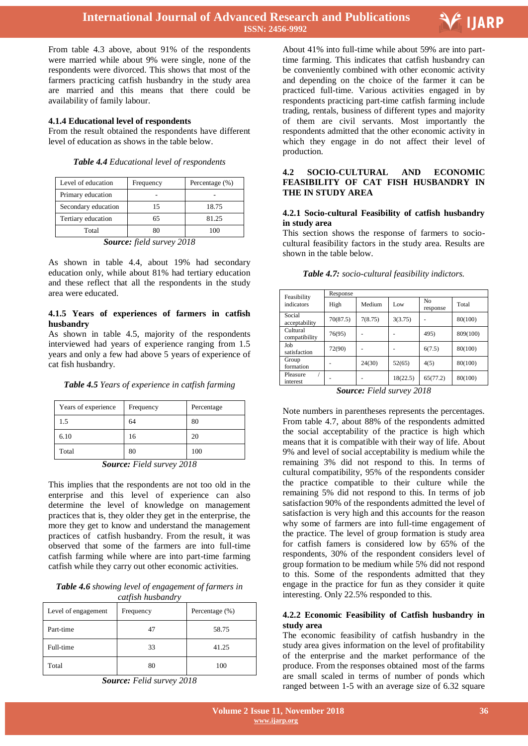From table 4.3 above, about 91% of the respondents were married while about 9% were single, none of the respondents were divorced. This shows that most of the farmers practicing catfish husbandry in the study area are married and this means that there could be availability of family labour.

### 4.1.4 Educational level of respondents

From the result obtained the respondents have different level of education as shows in the table below.

***Table 4.4** Educational level of respondents*

| Level of education | Frequency | Percentage (%) |
|---|---|---|
| Primary education | - | - |
| Secondary education | 15 | 18.75 |
| Tertiary education | 65 | 81.25 |
| Total | 80 | 100 |

***Source:** field survey 2018*

As shown in table 4.4, about 19% had secondary education only, while about 81% had tertiary education and these reflect that all the respondents in the study area were educated.

### 4.1.5 Years of experiences of farmers in catfish husbandry

As shown in table 4.5, majority of the respondents interviewed had years of experience ranging from 1.5 years and only a few had above 5 years of experience of cat fish husbandry.

***Table 4.5** Years of experience in catfish farming*

| Years of experience | Frequency | Percentage |
|---|---|---|
| 1.5 | 64 | 80 |
| 6.10 | 16 | 20 |
| Total | 80 | 100 |

***Source:** Field survey 2018*

This implies that the respondents are not too old in the enterprise and this level of experience can also determine the level of knowledge on management practices that is, they older they get in the enterprise, the more they get to know and understand the management practices of catfish husbandry. From the result, it was observed that some of the farmers are into full-time catfish farming while where are into part-time farming catfish while they carry out other economic activities.

***Table 4.6** showing level of engagement of farmers in catfish husbandry*

| Level of engagement | Frequency | Percentage (%) |
|---|---|---|
| Part-time | 47 | 58.75 |
| Full-time | 33 | 41.25 |
| Total | 80 | 100 |

***Source:** Felid survey 2018*

About 41% into full-time while about 59% are into part-time farming. This indicates that catfish husbandry can be conveniently combined with other economic activity and depending on the choice of the farmer it can be practiced full-time. Various activities engaged in by respondents practicing part-time catfish farming include trading, rentals, business of different types and majority of them are civil servants. Most importantly the respondents admitted that the other economic activity in which they engage in do not affect their level of production.

## 4.2 SOCIO-CULTURAL AND ECONOMIC FEASIBILITY OF CAT FISH HUSBANDRY IN THE IN STUDY AREA

### 4.2.1 Socio-cultural Feasibility of catfish husbandry in study area

This section shows the response of farmers to socio-cultural feasibility factors in the study area. Results are shown in the table below.

***Table 4.7:** socio-cultural feasibility indictors.*

| Feasibility indicators | Response | | | | |
|---|---|---|---|---|---|
| | High | Medium | Low | No response | Total |
| Social acceptability | 70(87.5) | 7(8.75) | 3(3.75) | - | 80(100) |
| Cultural compatibility | 76(95) | - | - | 495) | 809(100) |
| Job satisfaction | 72(90) | - | - | 6(7.5) | 80(100) |
| Group formation | - | 24(30) | 52(65) | 4(5) | 80(100) |
| Pleasure / interest | - | - | 18(22.5) | 65(77.2) | 80(100) |

***Source:** Field survey 2018*

Note numbers in parentheses represents the percentages. From table 4.7, about 88% of the respondents admitted the social acceptability of the practice is high which means that it is compatible with their way of life. About 9% and level of social acceptability is medium while the remaining 3% did not respond to this. In terms of cultural compatibility, 95% of the respondents consider the practice compatible to their culture while the remaining 5% did not respond to this. In terms of job satisfaction 90% of the respondents admitted the level of satisfaction is very high and this accounts for the reason why some of farmers are into full-time engagement of the practice. The level of group formation is study area for catfish famers is considered low by 65% of the respondents, 30% of the respondent considers level of group formation to be medium while 5% did not respond to this. Some of the respondents admitted that they engage in the practice for fun as they consider it quite interesting. Only 22.5% responded to this.

### 4.2.2 Economic Feasibility of Catfish husbandry in study area

The economic feasibility of catfish husbandry in the study area gives information on the level of profitability of the enterprise and the market performance of the produce. From the responses obtained most of the farms are small scaled in terms of number of ponds which ranged between 1-5 with an average size of 6.32 square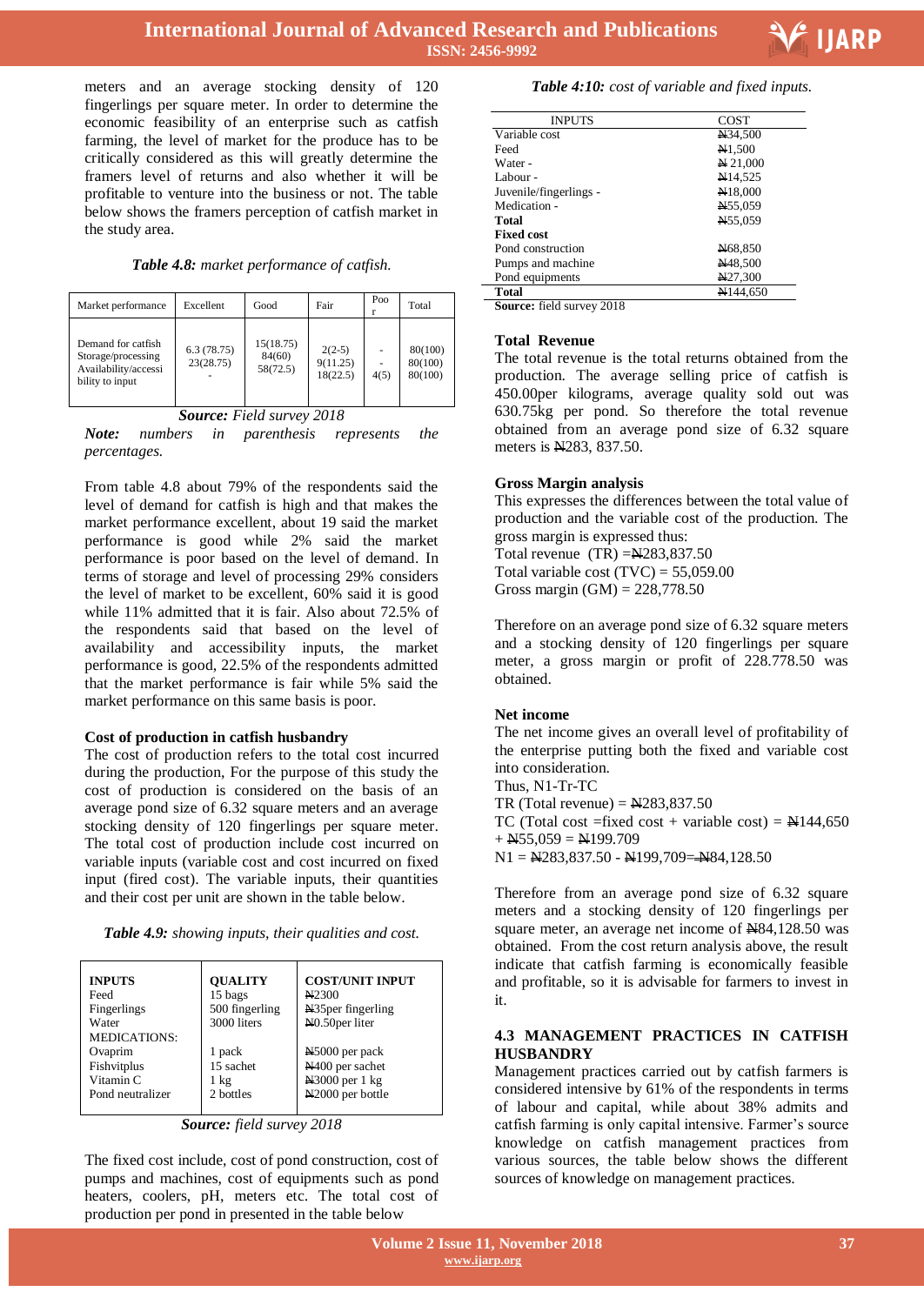meters and an average stocking density of 120 fingerlings per square meter. In order to determine the economic feasibility of an enterprise such as catfish farming, the level of market for the produce has to be critically considered as this will greatly determine the framers level of returns and also whether it will be profitable to venture into the business or not. The table below shows the framers perception of catfish market in the study area.

***Table 4.8:*** *market performance of catfish.*

| Market performance | Excellent | Good | Fair | Poor | Total |
|---|---|---|---|---|---|
| Demand for catfish | 6.3 (78.75) | 15(18.75) | 2(2-5) | - | 80(100) |
| Storage/processing | 23(28.75) | 84(60) | 9(11.25) | - | 80(100) |
| Availability/accessibility to input | - | 58(72.5) | 18(22.5) | 4(5) | 80(100) |

***Source:*** *Field survey 2018*

***Note:*** *numbers in parenthesis represents the percentages.*

From table 4.8 about 79% of the respondents said the level of demand for catfish is high and that makes the market performance excellent, about 19 said the market performance is good while 2% said the market performance is poor based on the level of demand. In terms of storage and level of processing 29% considers the level of market to be excellent, 60% said it is good while 11% admitted that it is fair. Also about 72.5% of the respondents said that based on the level of availability and accessibility inputs, the market performance is good, 22.5% of the respondents admitted that the market performance is fair while 5% said the market performance on this same basis is poor.

**Cost of production in catfish husbandry**

The cost of production refers to the total cost incurred during the production, For the purpose of this study the cost of production is considered on the basis of an average pond size of 6.32 square meters and an average stocking density of 120 fingerlings per square meter. The total cost of production include cost incurred on variable inputs (variable cost and cost incurred on fixed input (fired cost). The variable inputs, their quantities and their cost per unit are shown in the table below.

***Table 4.9:*** *showing inputs, their qualities and cost.*

| INPUTS | QUALITY | COST/UNIT INPUT |
|---|---|---|
| Feed | 15 bags | ₦2300 |
| Fingerlings | 500 fingerling | ₦35per fingerling |
| Water | 3000 liters | ₦0.50per liter |
| MEDICATIONS: | | |
| Ovaprim | 1 pack | ₦5000 per pack |
| Fishvitplus | 15 sachet | ₦400 per sachet |
| Vitamin C | 1 kg | ₦3000 per 1 kg |
| Pond neutralizer | 2 bottles | ₦2000 per bottle |

***Source:*** *field survey 2018*

The fixed cost include, cost of pond construction, cost of pumps and machines, cost of equipments such as pond heaters, coolers, pH, meters etc. The total cost of production per pond in presented in the table below

***Table 4:10:*** *cost of variable and fixed inputs.*

| INPUTS | COST |
|---|---|
| Variable cost | ₦34,500 |
| Feed | ₦1,500 |
| Water - | ₦ 21,000 |
| Labour - | ₦14,525 |
| Juvenile/fingerlings - | ₦18,000 |
| Medication - | ₦55,059 |
| **Total** | ₦55,059 |
| **Fixed cost** | |
| Pond construction | ₦68,850 |
| Pumps and machine | ₦48,500 |
| Pond equipments | ₦27,300 |
| **Total** | ₦144,650 |

**Source:** field survey 2018

**Total Revenue**

The total revenue is the total returns obtained from the production. The average selling price of catfish is 450.00per kilograms, average quality sold out was 630.75kg per pond. So therefore the total revenue obtained from an average pond size of 6.32 square meters is ₦283, 837.50.

**Gross Margin analysis**

This expresses the differences between the total value of production and the variable cost of the production. The gross margin is expressed thus:

Total revenue (TR) =₦283,837.50

Total variable cost (TVC) = 55,059.00

Gross margin (GM) = 228,778.50

Therefore on an average pond size of 6.32 square meters and a stocking density of 120 fingerlings per square meter, a gross margin or profit of 228.778.50 was obtained.

**Net income**

The net income gives an overall level of profitability of the enterprise putting both the fixed and variable cost into consideration.

Thus, N1-Tr-TC

TR (Total revenue) = ₦283,837.50

TC (Total cost =fixed cost + variable cost) = ₦144,650 + ₦55,059 = ₦199.709

N1 = ₦283,837.50 - ₦199,709=₦84,128.50

Therefore from an average pond size of 6.32 square meters and a stocking density of 120 fingerlings per square meter, an average net income of ₦84,128.50 was obtained. From the cost return analysis above, the result indicate that catfish farming is economically feasible and profitable, so it is advisable for farmers to invest in it.

## 4.3 MANAGEMENT PRACTICES IN CATFISH HUSBANDRY

Management practices carried out by catfish farmers is considered intensive by 61% of the respondents in terms of labour and capital, while about 38% admits and catfish farming is only capital intensive. Farmer's source knowledge on catfish management practices from various sources, the table below shows the different sources of knowledge on management practices.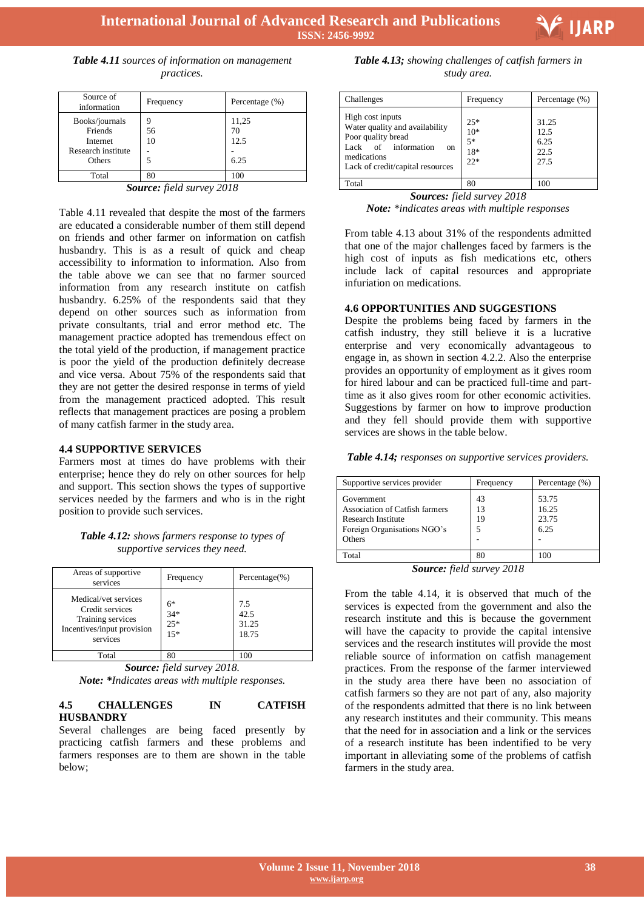***Table 4.11** sources of information on management practices.*

| Source of information | Frequency | Percentage (%) |
|---|---|---|
| Books/journals | 9 | 11,25 |
| Friends | 56 | 70 |
| Internet | 10 | 12.5 |
| Research institute | - | - |
| Others | 5 | 6.25 |
| Total | 80 | 100 |

***Source:** field survey 2018*

Table 4.11 revealed that despite the most of the farmers are educated a considerable number of them still depend on friends and other farmer on information on catfish husbandry. This is as a result of quick and cheap accessibility to information to information. Also from the table above we can see that no farmer sourced information from any research institute on catfish husbandry. 6.25% of the respondents said that they depend on other sources such as information from private consultants, trial and error method etc. The management practice adopted has tremendous effect on the total yield of the production, if management practice is poor the yield of the production definitely decrease and vice versa. About 75% of the respondents said that they are not getter the desired response in terms of yield from the management practiced adopted. This result reflects that management practices are posing a problem of many catfish farmer in the study area.

### 4.4 SUPPORTIVE SERVICES

Farmers most at times do have problems with their enterprise; hence they do rely on other sources for help and support. This section shows the types of supportive services needed by the farmers and who is in the right position to provide such services.

***Table 4.12:** shows farmers response to types of supportive services they need.*

| Areas of supportive services | Frequency | Percentage(%) |
|---|---|---|
| Medical/vet services | 6* | 7.5 |
| Credit services | 34* | 42.5 |
| Training services | 25* | 31.25 |
| Incentives/input provision services | 15* | 18.75 |
| Total | 80 | 100 |

***Source:** field survey 2018.*

***Note:** *Indicates areas with multiple responses.*

### 4.5 CHALLENGES IN CATFISH HUSBANDRY

Several challenges are being faced presently by practicing catfish farmers and these problems and farmers responses are to them are shown in the table below;

***Table 4.13;** showing challenges of catfish farmers in study area.*

| Challenges | Frequency | Percentage (%) |
|---|---|---|
| High cost inputs | 25* | 31.25 |
| Water quality and availability | 10* | 12.5 |
| Poor quality bread | 5* | 6.25 |
| Lack of information on medications | 18* | 22.5 |
| Lack of credit/capital resources | 22* | 27.5 |
| Total | 80 | 100 |

***Sources:** field survey 2018*

***Note:** *indicates areas with multiple responses*

From table 4.13 about 31% of the respondents admitted that one of the major challenges faced by farmers is the high cost of inputs as fish medications etc, others include lack of capital resources and appropriate infuriation on medications.

### 4.6 OPPORTUNITIES AND SUGGESTIONS

Despite the problems being faced by farmers in the catfish industry, they still believe it is a lucrative enterprise and very economically advantageous to engage in, as shown in section 4.2.2. Also the enterprise provides an opportunity of employment as it gives room for hired labour and can be practiced full-time and part-time as it also gives room for other economic activities. Suggestions by farmer on how to improve production and they fell should provide them with supportive services are shows in the table below.

***Table 4.14;** responses on supportive services providers.*

| Supportive services provider | Frequency | Percentage (%) |
|---|---|---|
| Government | 43 | 53.75 |
| Association of Catfish farmers | 13 | 16.25 |
| Research Institute | 19 | 23.75 |
| Foreign Organisations NGO's | 5 | 6.25 |
| Others | - | - |
| Total | 80 | 100 |

***Source:** field survey 2018*

From the table 4.14, it is observed that much of the services is expected from the government and also the research institute and this is because the government will have the capacity to provide the capital intensive services and the research institutes will provide the most reliable source of information on catfish management practices. From the response of the farmer interviewed in the study area there have been no association of catfish farmers so they are not part of any, also majority of the respondents admitted that there is no link between any research institutes and their community. This means that the need for in association and a link or the services of a research institute has been indentified to be very important in alleviating some of the problems of catfish farmers in the study area.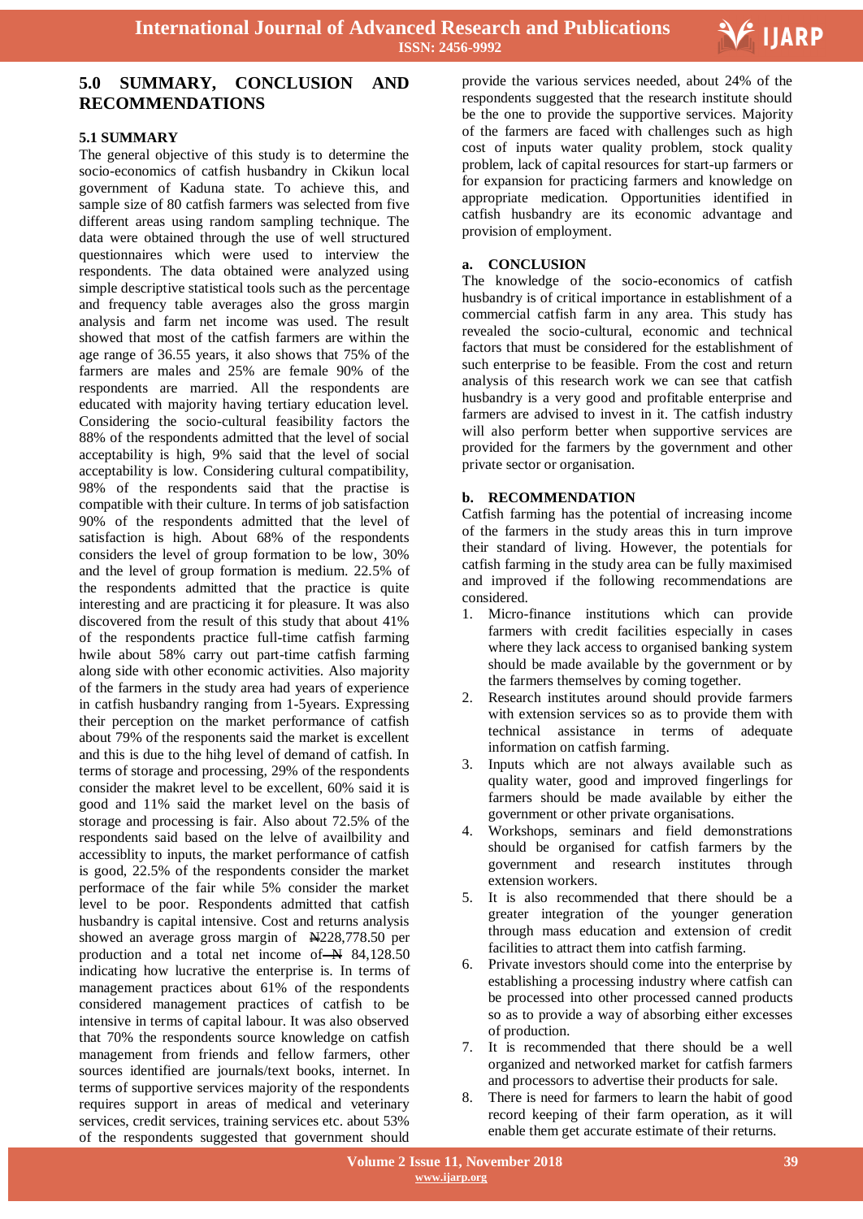## 5.0 SUMMARY, CONCLUSION AND RECOMMENDATIONS

### 5.1 SUMMARY

The general objective of this study is to determine the socio-economics of catfish husbandry in Ckikun local government of Kaduna state. To achieve this, and sample size of 80 catfish farmers was selected from five different areas using random sampling technique. The data were obtained through the use of well structured questionnaires which were used to interview the respondents. The data obtained were analyzed using simple descriptive statistical tools such as the percentage and frequency table averages also the gross margin analysis and farm net income was used. The result showed that most of the catfish farmers are within the age range of 36.55 years, it also shows that 75% of the farmers are males and 25% are female 90% of the respondents are married. All the respondents are educated with majority having tertiary education level. Considering the socio-cultural feasibility factors the 88% of the respondents admitted that the level of social acceptability is high, 9% said that the level of social acceptability is low. Considering cultural compatibility, 98% of the respondents said that the practise is compatible with their culture. In terms of job satisfaction 90% of the respondents admitted that the level of satisfaction is high. About 68% of the respondents considers the level of group formation to be low, 30% and the level of group formation is medium. 22.5% of the respondents admitted that the practice is quite interesting and are practicing it for pleasure. It was also discovered from the result of this study that about 41% of the respondents practice full-time catfish farming hwile about 58% carry out part-time catfish farming along side with other economic activities. Also majority of the farmers in the study area had years of experience in catfish husbandry ranging from 1-5years. Expressing their perception on the market performance of catfish about 79% of the responents said the market is excellent and this is due to the hihg level of demand of catfish. In terms of storage and processing, 29% of the respondents consider the makret level to be excellent, 60% said it is good and 11% said the market level on the basis of storage and processing is fair. Also about 72.5% of the respondents said based on the lelve of availbility and accessiblity to inputs, the market performance of catfish is good, 22.5% of the respondents consider the market performace of the fair while 5% consider the market level to be poor. Respondents admitted that catfish husbandry is capital intensive. Cost and returns analysis showed an average gross margin of ₦228,778.50 per production and a total net income of ₦ 84,128.50 indicating how lucrative the enterprise is. In terms of management practices about 61% of the respondents considered management practices of catfish to be intensive in terms of capital labour. It was also observed that 70% the respondents source knowledge on catfish management from friends and fellow farmers, other sources identified are journals/text books, internet. In terms of supportive services majority of the respondents requires support in areas of medical and veterinary services, credit services, training services etc. about 53% of the respondents suggested that government should provide the various services needed, about 24% of the respondents suggested that the research institute should be the one to provide the supportive services. Majority of the farmers are faced with challenges such as high cost of inputs water quality problem, stock quality problem, lack of capital resources for start-up farmers or for expansion for practicing farmers and knowledge on appropriate medication. Opportunities identified in catfish husbandry are its economic advantage and provision of employment.

### a. CONCLUSION

The knowledge of the socio-economics of catfish husbandry is of critical importance in establishment of a commercial catfish farm in any area. This study has revealed the socio-cultural, economic and technical factors that must be considered for the establishment of such enterprise to be feasible. From the cost and return analysis of this research work we can see that catfish husbandry is a very good and profitable enterprise and farmers are advised to invest in it. The catfish industry will also perform better when supportive services are provided for the farmers by the government and other private sector or organisation.

### b. RECOMMENDATION

Catfish farming has the potential of increasing income of the farmers in the study areas this in turn improve their standard of living. However, the potentials for catfish farming in the study area can be fully maximised and improved if the following recommendations are considered.

1. Micro-finance institutions which can provide farmers with credit facilities especially in cases where they lack access to organised banking system should be made available by the government or by the farmers themselves by coming together.
2. Research institutes around should provide farmers with extension services so as to provide them with technical assistance in terms of adequate information on catfish farming.
3. Inputs which are not always available such as quality water, good and improved fingerlings for farmers should be made available by either the government or other private organisations.
4. Workshops, seminars and field demonstrations should be organised for catfish farmers by the government and research institutes through extension workers.
5. It is also recommended that there should be a greater integration of the younger generation through mass education and extension of credit facilities to attract them into catfish farming.
6. Private investors should come into the enterprise by establishing a processing industry where catfish can be processed into other processed canned products so as to provide a way of absorbing either excesses of production.
7. It is recommended that there should be a well organized and networked market for catfish farmers and processors to advertise their products for sale.
8. There is need for farmers to learn the habit of good record keeping of their farm operation, as it will enable them get accurate estimate of their returns.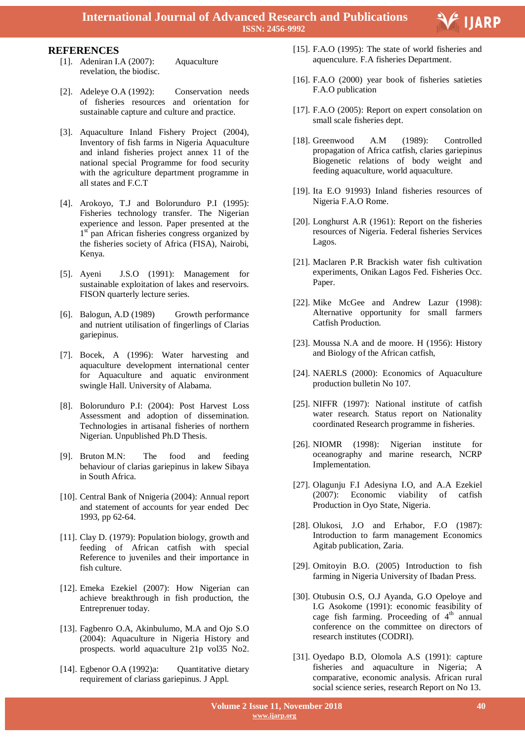## REFERENCES

[1]. Adeniran I.A (2007): Aquaculture revelation, the biodisc.

[2]. Adeleye O.A (1992): Conservation needs of fisheries resources and orientation for sustainable capture and culture and practice.

[3]. Aquaculture Inland Fishery Project (2004), Inventory of fish farms in Nigeria Aquaculture and inland fisheries project annex 11 of the national special Programme for food security with the agriculture department programme in all states and F.C.T

[4]. Arokoyo, T.J and Bolorunduro P.I (1995): Fisheries technology transfer. The Nigerian experience and lesson. Paper presented at the 1st pan African fisheries congress organized by the fisheries society of Africa (FISA), Nairobi, Kenya.

[5]. Ayeni J.S.O (1991): Management for sustainable exploitation of lakes and reservoirs. FISON quarterly lecture series.

[6]. Balogun, A.D (1989) Growth performance and nutrient utilisation of fingerlings of Clarias gariepinus.

[7]. Bocek, A (1996): Water harvesting and aquaculture development international center for Aquaculture and aquatic environment swingle Hall. University of Alabama.

[8]. Bolorunduro P.I: (2004): Post Harvest Loss Assessment and adoption of dissemination. Technologies in artisanal fisheries of northern Nigerian. Unpublished Ph.D Thesis.

[9]. Bruton M.N: The food and feeding behaviour of clarias gariepinus in lakew Sibaya in South Africa.

[10]. Central Bank of Nnigeria (2004): Annual report and statement of accounts for year ended Dec 1993, pp 62-64.

[11]. Clay D. (1979): Population biology, growth and feeding of African catfish with special Reference to juveniles and their importance in fish culture.

[12]. Emeka Ezekiel (2007): How Nigerian can achieve breakthrough in fish production, the Entreprenuer today.

[13]. Fagbenro O.A, Akinbulumo, M.A and Ojo S.O (2004): Aquaculture in Nigeria History and prospects. world aquaculture 21p vol35 No2.

[14]. Egbenor O.A (1992)a: Quantitative dietary requirement of clariass gariepinus. J Appl.

[15]. F.A.O (1995): The state of world fisheries and aquenculure. F.A fisheries Department.

[16]. F.A.O (2000) year book of fisheries satieties F.A.O publication

[17]. F.A.O (2005): Report on expert consolation on small scale fisheries dept.

[18]. Greenwood A.M (1989): Controlled propagation of Africa catfish, claries gariepinus Biogenetic relations of body weight and feeding aquaculture, world aquaculture.

[19]. Ita E.O 91993) Inland fisheries resources of Nigeria F.A.O Rome.

[20]. Longhurst A.R (1961): Report on the fisheries resources of Nigeria. Federal fisheries Services Lagos.

[21]. Maclaren P.R Brackish water fish cultivation experiments, Onikan Lagos Fed. Fisheries Occ. Paper.

[22]. Mike McGee and Andrew Lazur (1998): Alternative opportunity for small farmers Catfish Production.

[23]. Moussa N.A and de moore. H (1956): History and Biology of the African catfish,

[24]. NAERLS (2000): Economics of Aquaculture production bulletin No 107.

[25]. NIFFR (1997): National institute of catfish water research. Status report on Nationality coordinated Research programme in fisheries.

[26]. NIOMR (1998): Nigerian institute for oceanography and marine research, NCRP Implementation.

[27]. Olagunju F.I Adesiyna I.O, and A.A Ezekiel (2007): Economic viability of catfish Production in Oyo State, Nigeria.

[28]. Olukosi, J.O and Erhabor, F.O (1987): Introduction to farm management Economics Agitab publication, Zaria.

[29]. Omitoyin B.O. (2005) Introduction to fish farming in Nigeria University of Ibadan Press.

[30]. Otubusin O.S, O.J Ayanda, G.O Opeloye and I.G Asokome (1991): economic feasibility of cage fish farming. Proceeding of 4th annual conference on the committee on directors of research institutes (CODRI).

[31]. Oyedapo B.D, Olomola A.S (1991): capture fisheries and aquaculture in Nigeria; A comparative, economic analysis. African rural social science series, research Report on No 13.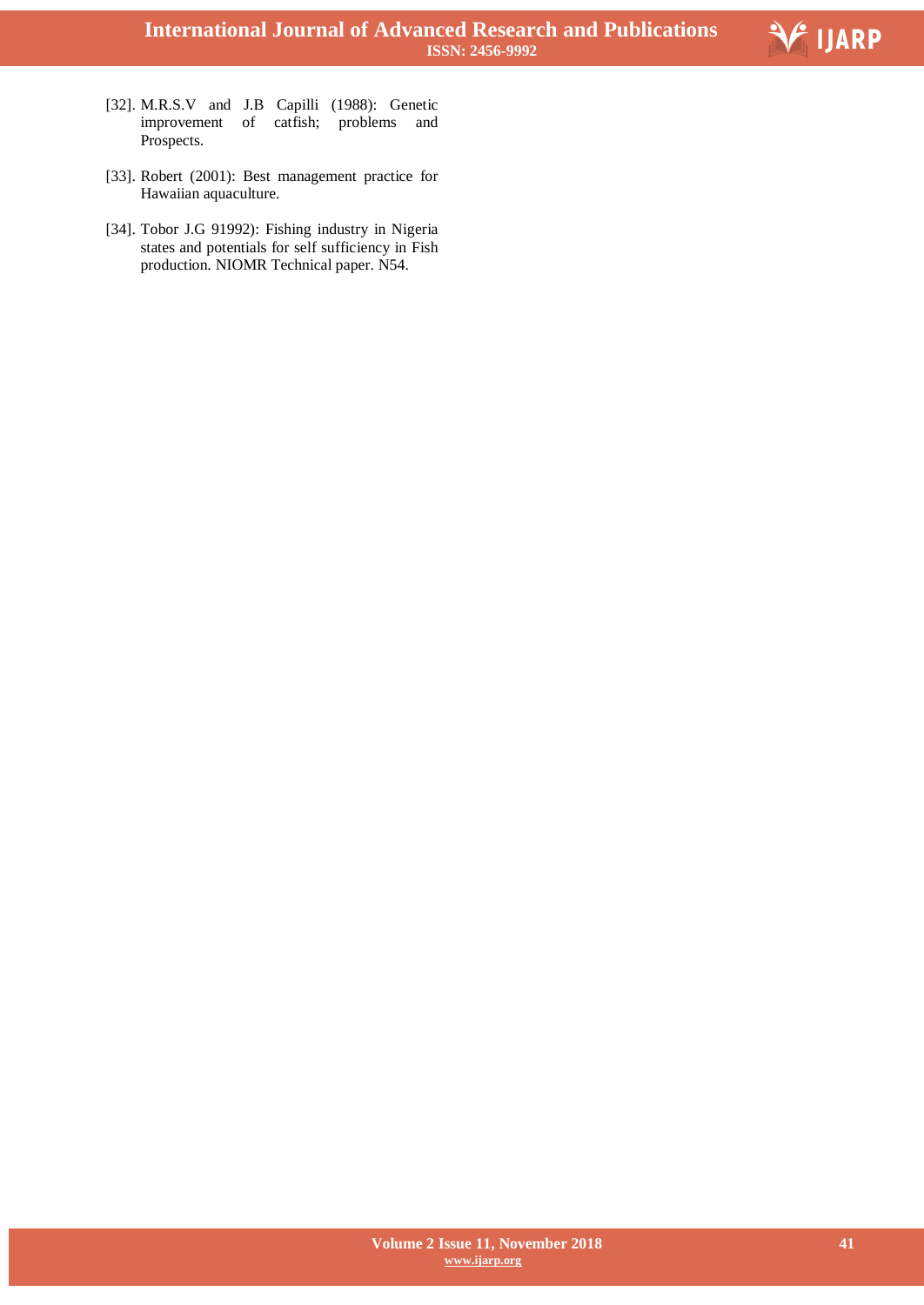[32]. M.R.S.V and J.B Capilli (1988): Genetic improvement of catfish; problems and Prospects.

[33]. Robert (2001): Best management practice for Hawaiian aquaculture.

[34]. Tobor J.G 91992): Fishing industry in Nigeria states and potentials for self sufficiency in Fish production. NIOMR Technical paper. N54.